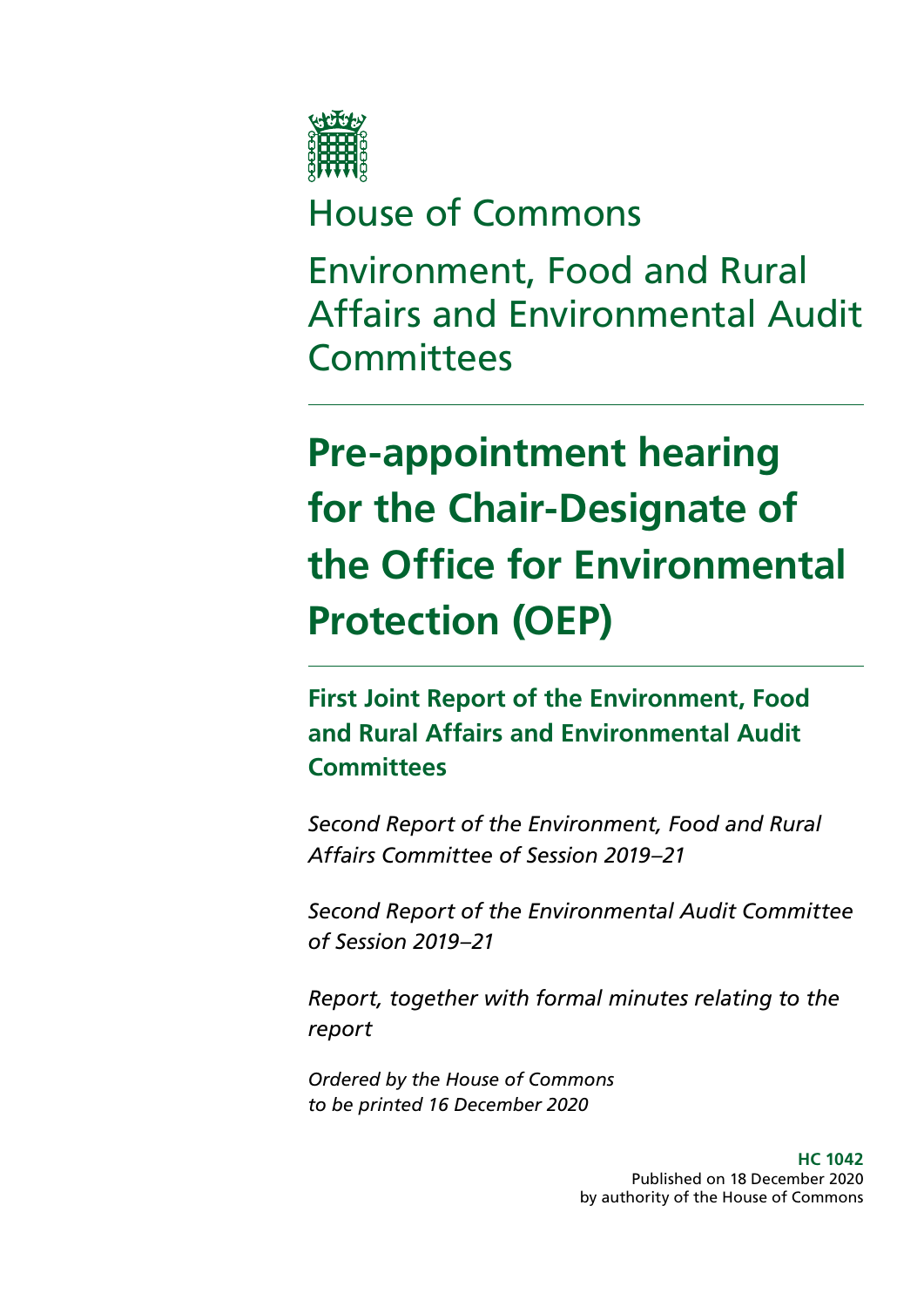House of Commons

Environment, Food and Rural Affairs and Environmental Audit Committees

# Pre-appointment hearing for the Chair-Designate of the Office for Environmental Protection (OEP)

## First Joint Report of the Environment, Food and Rural Affairs and Environmental Audit Committees

*Second Report of the Environment, Food and Rural Affairs Committee of Session 2019–21*

*Second Report of the Environmental Audit Committee of Session 2019–21*

*Report, together with formal minutes relating to the report*

*Ordered by the House of Commons to be printed 16 December 2020*

**HC 1042**
Published on 18 December 2020
by authority of the House of Commons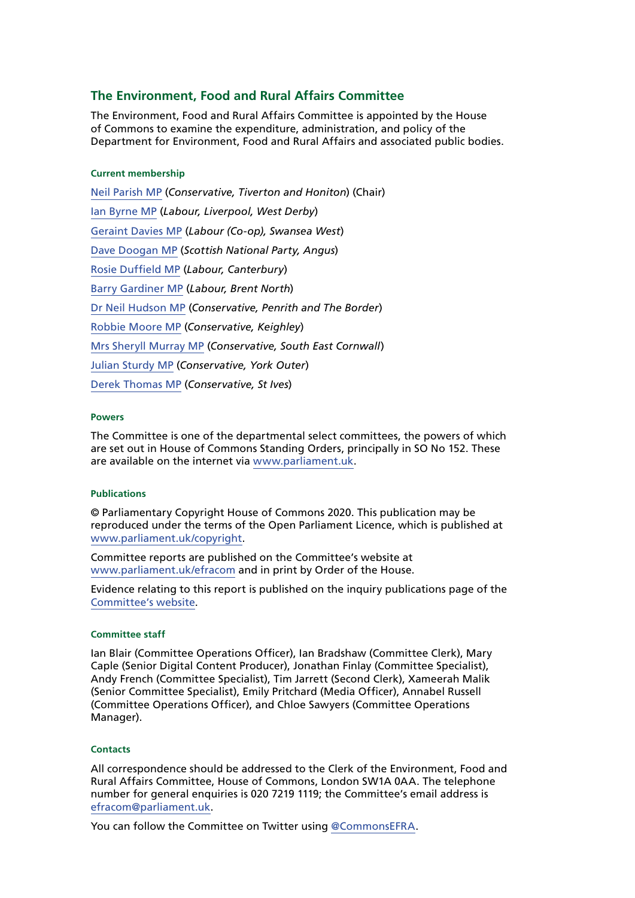## The Environment, Food and Rural Affairs Committee

The Environment, Food and Rural Affairs Committee is appointed by the House of Commons to examine the expenditure, administration, and policy of the Department for Environment, Food and Rural Affairs and associated public bodies.

#### Current membership

Neil Parish MP (*Conservative, Tiverton and Honiton*) (Chair)

Ian Byrne MP (*Labour, Liverpool, West Derby*)

Geraint Davies MP (*Labour (Co-op), Swansea West*)

Dave Doogan MP (*Scottish National Party, Angus*)

Rosie Duffield MP (*Labour, Canterbury*)

Barry Gardiner MP (*Labour, Brent North*)

Dr Neil Hudson MP (*Conservative, Penrith and The Border*)

Robbie Moore MP (*Conservative, Keighley*)

Mrs Sheryll Murray MP (*Conservative, South East Cornwall*)

Julian Sturdy MP (*Conservative, York Outer*)

Derek Thomas MP (*Conservative, St Ives*)

#### Powers

The Committee is one of the departmental select committees, the powers of which are set out in House of Commons Standing Orders, principally in SO No 152. These are available on the internet via www.parliament.uk.

#### Publications

© Parliamentary Copyright House of Commons 2020. This publication may be reproduced under the terms of the Open Parliament Licence, which is published at www.parliament.uk/copyright.

Committee reports are published on the Committee's website at www.parliament.uk/efracom and in print by Order of the House.

Evidence relating to this report is published on the inquiry publications page of the Committee's website.

#### Committee staff

Ian Blair (Committee Operations Officer), Ian Bradshaw (Committee Clerk), Mary Caple (Senior Digital Content Producer), Jonathan Finlay (Committee Specialist), Andy French (Committee Specialist), Tim Jarrett (Second Clerk), Xameerah Malik (Senior Committee Specialist), Emily Pritchard (Media Officer), Annabel Russell (Committee Operations Officer), and Chloe Sawyers (Committee Operations Manager).

#### Contacts

All correspondence should be addressed to the Clerk of the Environment, Food and Rural Affairs Committee, House of Commons, London SW1A 0AA. The telephone number for general enquiries is 020 7219 1119; the Committee's email address is efracom@parliament.uk.

You can follow the Committee on Twitter using @CommonsEFRA.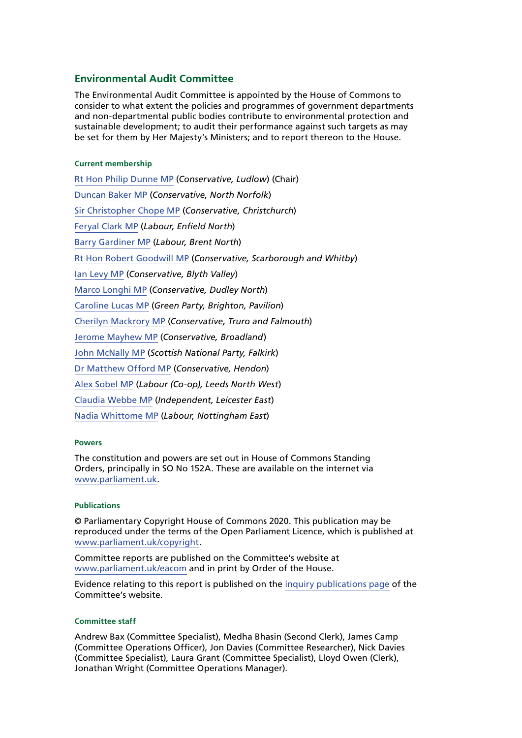## Environmental Audit Committee

The Environmental Audit Committee is appointed by the House of Commons to consider to what extent the policies and programmes of government departments and non-departmental public bodies contribute to environmental protection and sustainable development; to audit their performance against such targets as may be set for them by Her Majesty's Ministers; and to report thereon to the House.

#### Current membership

Rt Hon Philip Dunne MP (*Conservative, Ludlow*) (Chair)

Duncan Baker MP (*Conservative, North Norfolk*)

Sir Christopher Chope MP (*Conservative, Christchurch*)

Feryal Clark MP (*Labour, Enfield North*)

Barry Gardiner MP (*Labour, Brent North*)

Rt Hon Robert Goodwill MP (*Conservative, Scarborough and Whitby*)

Ian Levy MP (*Conservative, Blyth Valley*)

Marco Longhi MP (*Conservative, Dudley North*)

Caroline Lucas MP (*Green Party, Brighton, Pavilion*)

Cherilyn Mackrory MP (*Conservative, Truro and Falmouth*)

Jerome Mayhew MP (*Conservative, Broadland*)

John McNally MP (*Scottish National Party, Falkirk*)

Dr Matthew Offord MP (*Conservative, Hendon*)

Alex Sobel MP (*Labour (Co-op), Leeds North West*)

Claudia Webbe MP (*Independent, Leicester East*)

Nadia Whittome MP (*Labour, Nottingham East*)

#### Powers

The constitution and powers are set out in House of Commons Standing Orders, principally in SO No 152A. These are available on the internet via www.parliament.uk.

#### Publications

© Parliamentary Copyright House of Commons 2020. This publication may be reproduced under the terms of the Open Parliament Licence, which is published at www.parliament.uk/copyright.

Committee reports are published on the Committee's website at www.parliament.uk/eacom and in print by Order of the House.

Evidence relating to this report is published on the inquiry publications page of the Committee's website.

#### Committee staff

Andrew Bax (Committee Specialist), Medha Bhasin (Second Clerk), James Camp (Committee Operations Officer), Jon Davies (Committee Researcher), Nick Davies (Committee Specialist), Laura Grant (Committee Specialist), Lloyd Owen (Clerk), Jonathan Wright (Committee Operations Manager).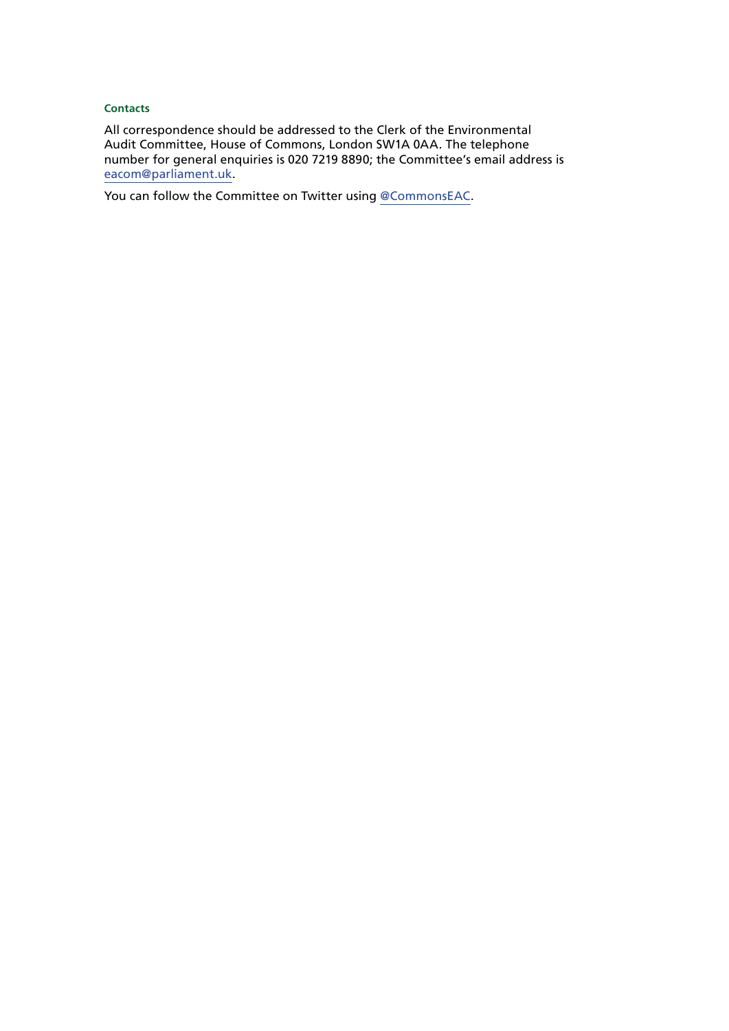#### Contacts

All correspondence should be addressed to the Clerk of the Environmental Audit Committee, House of Commons, London SW1A 0AA. The telephone number for general enquiries is 020 7219 8890; the Committee's email address is eacom@parliament.uk.

You can follow the Committee on Twitter using @CommonsEAC.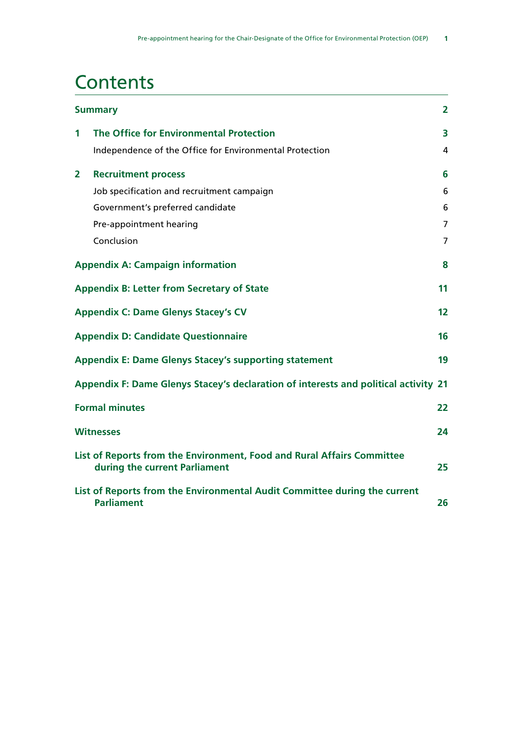# Contents

| | | |
|---|---|---|
| **Summary** | | **2** |
| **1** | **The Office for Environmental Protection** | **3** |
| | Independence of the Office for Environmental Protection | 4 |
| **2** | **Recruitment process** | **6** |
| | Job specification and recruitment campaign | 6 |
| | Government's preferred candidate | 6 |
| | Pre-appointment hearing | 7 |
| | Conclusion | 7 |
| **Appendix A: Campaign information** | | **8** |
| **Appendix B: Letter from Secretary of State** | | **11** |
| **Appendix C: Dame Glenys Stacey's CV** | | **12** |
| **Appendix D: Candidate Questionnaire** | | **16** |
| **Appendix E: Dame Glenys Stacey's supporting statement** | | **19** |
| **Appendix F: Dame Glenys Stacey's declaration of interests and political activity** | | **21** |
| **Formal minutes** | | **22** |
| **Witnesses** | | **24** |
| **List of Reports from the Environment, Food and Rural Affairs Committee during the current Parliament** | | **25** |
| **List of Reports from the Environmental Audit Committee during the current Parliament** | | **26** |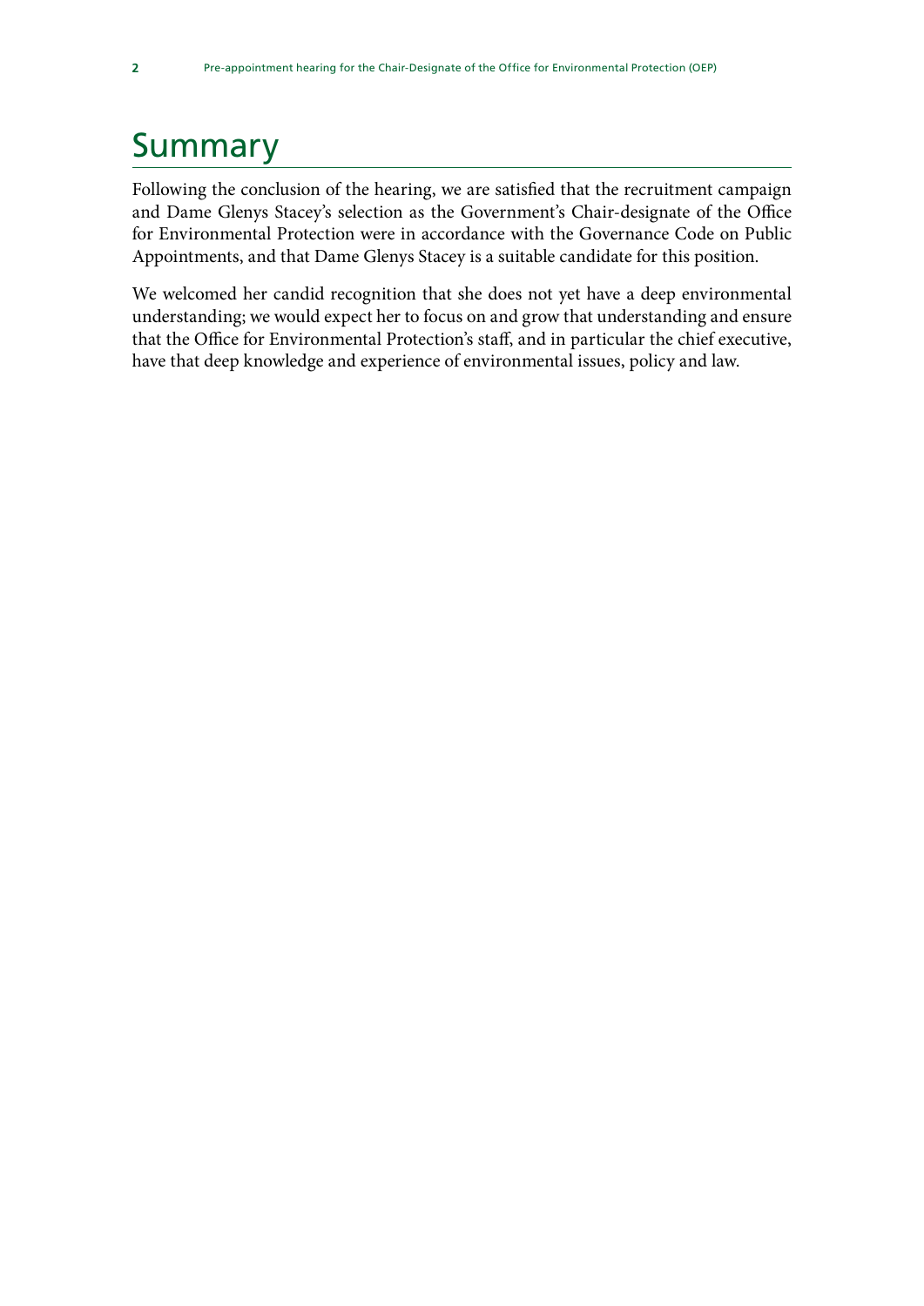# Summary

Following the conclusion of the hearing, we are satisfied that the recruitment campaign and Dame Glenys Stacey's selection as the Government's Chair-designate of the Office for Environmental Protection were in accordance with the Governance Code on Public Appointments, and that Dame Glenys Stacey is a suitable candidate for this position.

We welcomed her candid recognition that she does not yet have a deep environmental understanding; we would expect her to focus on and grow that understanding and ensure that the Office for Environmental Protection's staff, and in particular the chief executive, have that deep knowledge and experience of environmental issues, policy and law.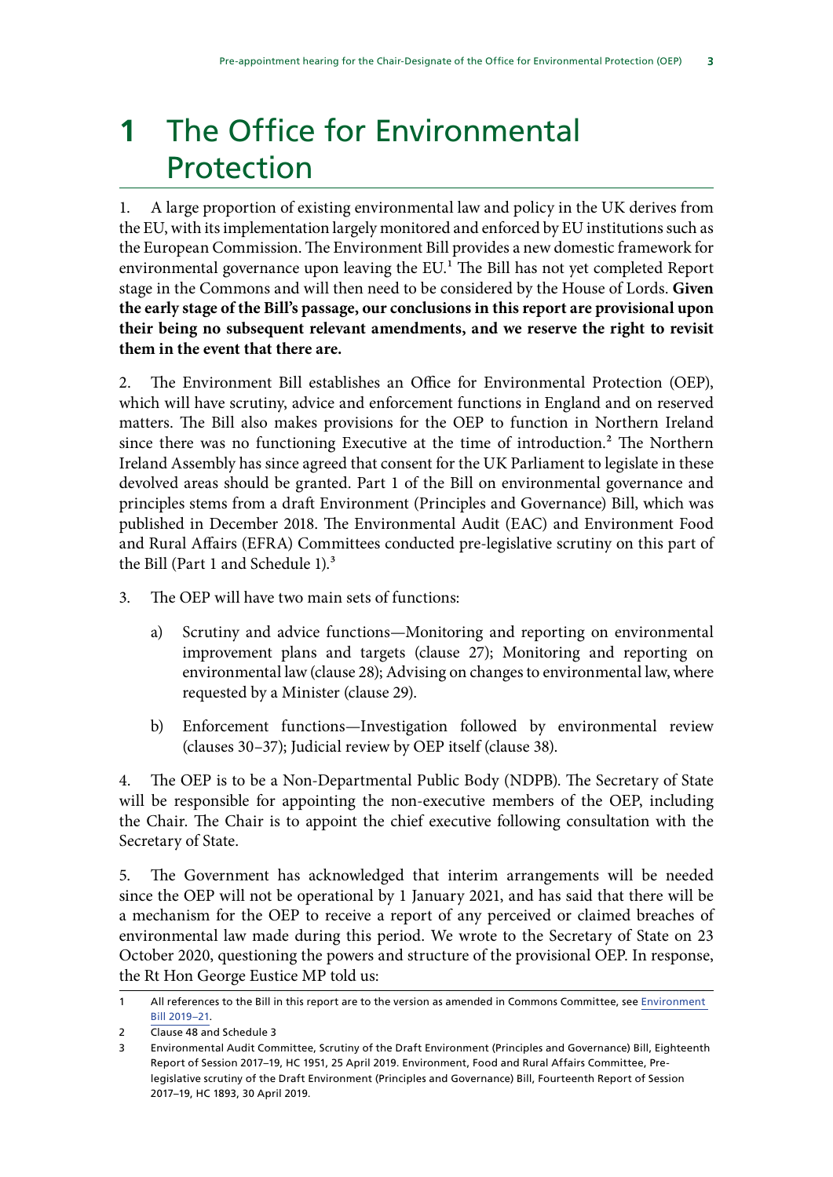# 1 The Office for Environmental Protection

1. A large proportion of existing environmental law and policy in the UK derives from the EU, with its implementation largely monitored and enforced by EU institutions such as the European Commission. The Environment Bill provides a new domestic framework for environmental governance upon leaving the EU.[1] The Bill has not yet completed Report stage in the Commons and will then need to be considered by the House of Lords. **Given the early stage of the Bill's passage, our conclusions in this report are provisional upon their being no subsequent relevant amendments, and we reserve the right to revisit them in the event that there are.**

2. The Environment Bill establishes an Office for Environmental Protection (OEP), which will have scrutiny, advice and enforcement functions in England and on reserved matters. The Bill also makes provisions for the OEP to function in Northern Ireland since there was no functioning Executive at the time of introduction.[2] The Northern Ireland Assembly has since agreed that consent for the UK Parliament to legislate in these devolved areas should be granted. Part 1 of the Bill on environmental governance and principles stems from a draft Environment (Principles and Governance) Bill, which was published in December 2018. The Environmental Audit (EAC) and Environment Food and Rural Affairs (EFRA) Committees conducted pre-legislative scrutiny on this part of the Bill (Part 1 and Schedule 1).[3]

3. The OEP will have two main sets of functions:

   a) Scrutiny and advice functions—Monitoring and reporting on environmental improvement plans and targets (clause 27); Monitoring and reporting on environmental law (clause 28); Advising on changes to environmental law, where requested by a Minister (clause 29).

   b) Enforcement functions—Investigation followed by environmental review (clauses 30–37); Judicial review by OEP itself (clause 38).

4. The OEP is to be a Non-Departmental Public Body (NDPB). The Secretary of State will be responsible for appointing the non-executive members of the OEP, including the Chair. The Chair is to appoint the chief executive following consultation with the Secretary of State.

5. The Government has acknowledged that interim arrangements will be needed since the OEP will not be operational by 1 January 2021, and has said that there will be a mechanism for the OEP to receive a report of any perceived or claimed breaches of environmental law made during this period. We wrote to the Secretary of State on 23 October 2020, questioning the powers and structure of the provisional OEP. In response, the Rt Hon George Eustice MP told us:

---

1 All references to the Bill in this report are to the version as amended in Commons Committee, see Environment Bill 2019–21.

2 Clause 48 and Schedule 3

3 Environmental Audit Committee, Scrutiny of the Draft Environment (Principles and Governance) Bill, Eighteenth Report of Session 2017–19, HC 1951, 25 April 2019. Environment, Food and Rural Affairs Committee, Pre-legislative scrutiny of the Draft Environment (Principles and Governance) Bill, Fourteenth Report of Session 2017–19, HC 1893, 30 April 2019.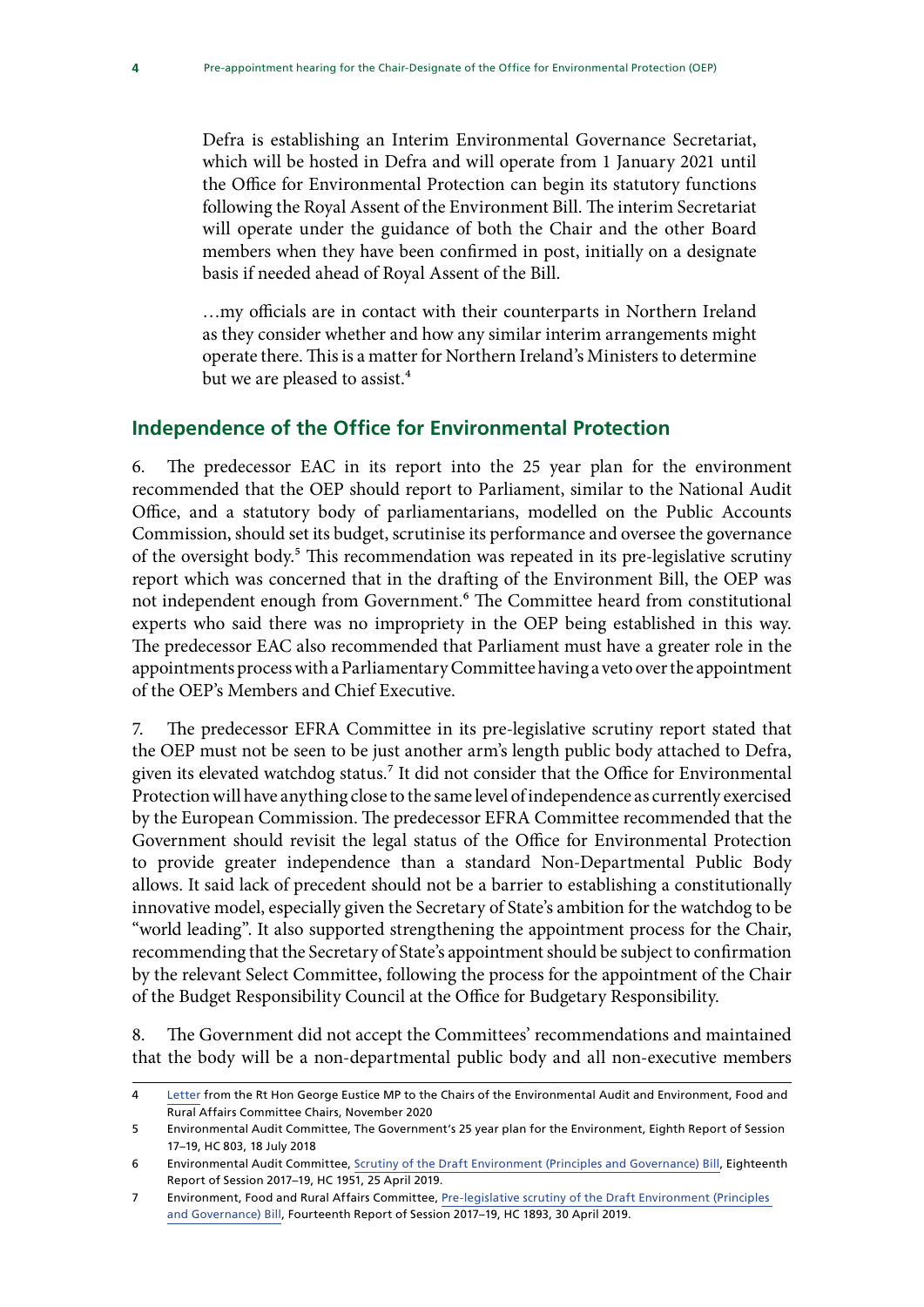Defra is establishing an Interim Environmental Governance Secretariat, which will be hosted in Defra and will operate from 1 January 2021 until the Office for Environmental Protection can begin its statutory functions following the Royal Assent of the Environment Bill. The interim Secretariat will operate under the guidance of both the Chair and the other Board members when they have been confirmed in post, initially on a designate basis if needed ahead of Royal Assent of the Bill.

…my officials are in contact with their counterparts in Northern Ireland as they consider whether and how any similar interim arrangements might operate there. This is a matter for Northern Ireland's Ministers to determine but we are pleased to assist.[4]

## Independence of the Office for Environmental Protection

6. The predecessor EAC in its report into the 25 year plan for the environment recommended that the OEP should report to Parliament, similar to the National Audit Office, and a statutory body of parliamentarians, modelled on the Public Accounts Commission, should set its budget, scrutinise its performance and oversee the governance of the oversight body.[5] This recommendation was repeated in its pre-legislative scrutiny report which was concerned that in the drafting of the Environment Bill, the OEP was not independent enough from Government.[6] The Committee heard from constitutional experts who said there was no impropriety in the OEP being established in this way. The predecessor EAC also recommended that Parliament must have a greater role in the appointments process with a Parliamentary Committee having a veto over the appointment of the OEP's Members and Chief Executive.

7. The predecessor EFRA Committee in its pre-legislative scrutiny report stated that the OEP must not be seen to be just another arm's length public body attached to Defra, given its elevated watchdog status.[7] It did not consider that the Office for Environmental Protection will have anything close to the same level of independence as currently exercised by the European Commission. The predecessor EFRA Committee recommended that the Government should revisit the legal status of the Office for Environmental Protection to provide greater independence than a standard Non-Departmental Public Body allows. It said lack of precedent should not be a barrier to establishing a constitutionally innovative model, especially given the Secretary of State's ambition for the watchdog to be "world leading". It also supported strengthening the appointment process for the Chair, recommending that the Secretary of State's appointment should be subject to confirmation by the relevant Select Committee, following the process for the appointment of the Chair of the Budget Responsibility Council at the Office for Budgetary Responsibility.

8. The Government did not accept the Committees' recommendations and maintained that the body will be a non-departmental public body and all non-executive members

4 Letter from the Rt Hon George Eustice MP to the Chairs of the Environmental Audit and Environment, Food and Rural Affairs Committee Chairs, November 2020

5 Environmental Audit Committee, The Government's 25 year plan for the Environment, Eighth Report of Session 17–19, HC 803, 18 July 2018

6 Environmental Audit Committee, Scrutiny of the Draft Environment (Principles and Governance) Bill, Eighteenth Report of Session 2017–19, HC 1951, 25 April 2019.

7 Environment, Food and Rural Affairs Committee, Pre-legislative scrutiny of the Draft Environment (Principles and Governance) Bill, Fourteenth Report of Session 2017–19, HC 1893, 30 April 2019.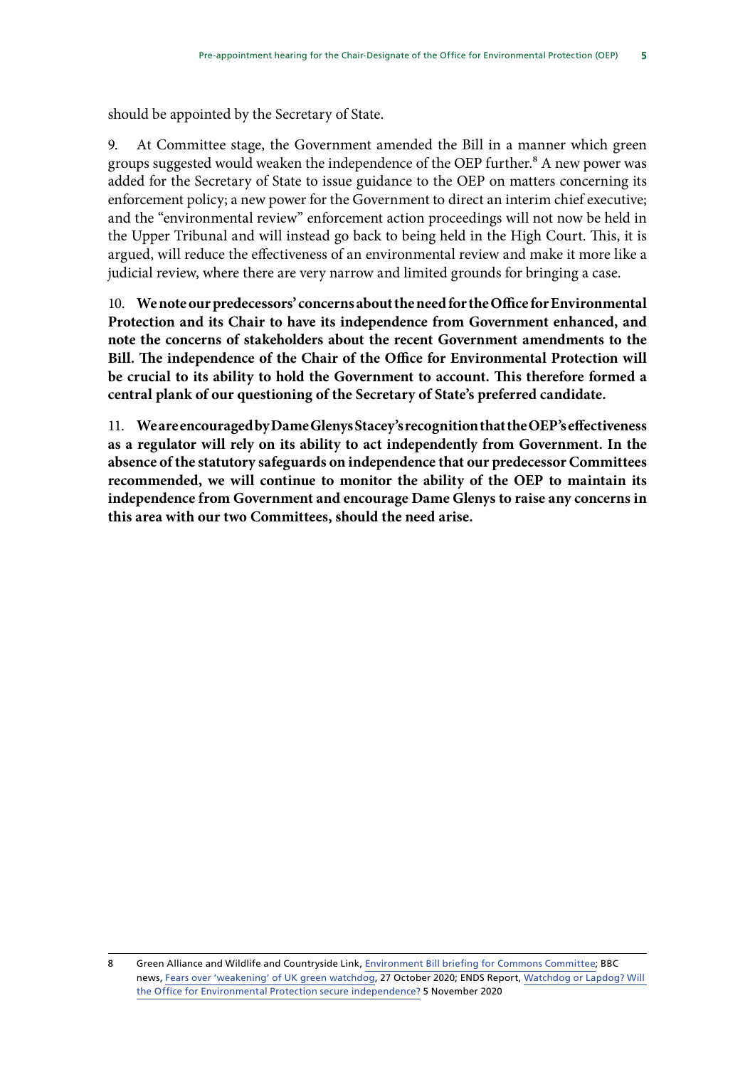should be appointed by the Secretary of State.

9. At Committee stage, the Government amended the Bill in a manner which green groups suggested would weaken the independence of the OEP further.[8] A new power was added for the Secretary of State to issue guidance to the OEP on matters concerning its enforcement policy; a new power for the Government to direct an interim chief executive; and the "environmental review" enforcement action proceedings will not now be held in the Upper Tribunal and will instead go back to being held in the High Court. This, it is argued, will reduce the effectiveness of an environmental review and make it more like a judicial review, where there are very narrow and limited grounds for bringing a case.

10. **We note our predecessors' concerns about the need for the Office for Environmental Protection and its Chair to have its independence from Government enhanced, and note the concerns of stakeholders about the recent Government amendments to the Bill. The independence of the Chair of the Office for Environmental Protection will be crucial to its ability to hold the Government to account. This therefore formed a central plank of our questioning of the Secretary of State's preferred candidate.**

11. **We are encouraged by Dame Glenys Stacey's recognition that the OEP's effectiveness as a regulator will rely on its ability to act independently from Government. In the absence of the statutory safeguards on independence that our predecessor Committees recommended, we will continue to monitor the ability of the OEP to maintain its independence from Government and encourage Dame Glenys to raise any concerns in this area with our two Committees, should the need arise.**

---

8 Green Alliance and Wildlife and Countryside Link, Environment Bill briefing for Commons Committee; BBC news, Fears over 'weakening' of UK green watchdog, 27 October 2020; ENDS Report, Watchdog or Lapdog? Will the Office for Environmental Protection secure independence? 5 November 2020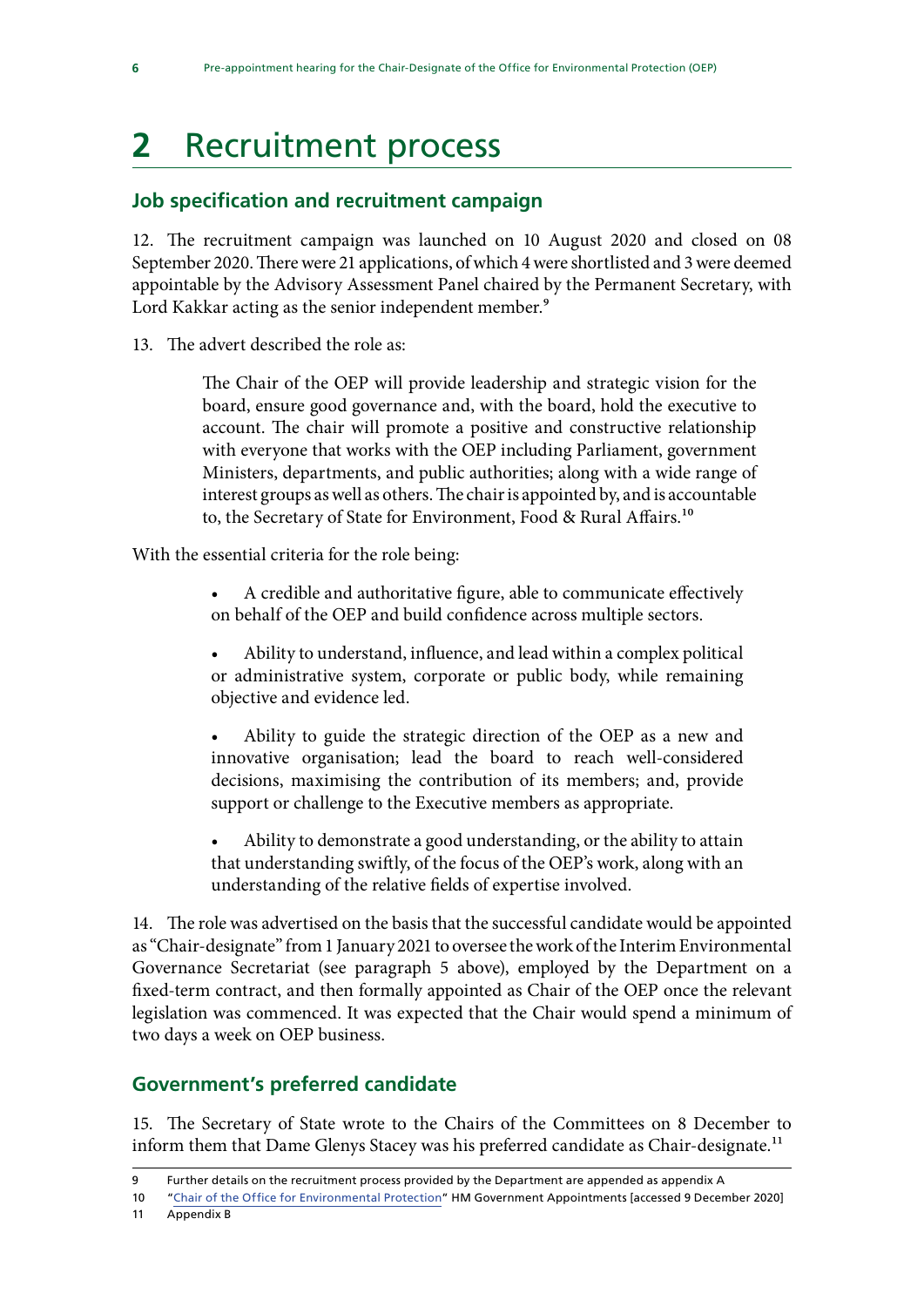# 2 Recruitment process

## Job specification and recruitment campaign

12. The recruitment campaign was launched on 10 August 2020 and closed on 08 September 2020. There were 21 applications, of which 4 were shortlisted and 3 were deemed appointable by the Advisory Assessment Panel chaired by the Permanent Secretary, with Lord Kakkar acting as the senior independent member.[9]

13. The advert described the role as:

> The Chair of the OEP will provide leadership and strategic vision for the board, ensure good governance and, with the board, hold the executive to account. The chair will promote a positive and constructive relationship with everyone that works with the OEP including Parliament, government Ministers, departments, and public authorities; along with a wide range of interest groups as well as others. The chair is appointed by, and is accountable to, the Secretary of State for Environment, Food & Rural Affairs.[10]

With the essential criteria for the role being:

> - A credible and authoritative figure, able to communicate effectively on behalf of the OEP and build confidence across multiple sectors.
> - Ability to understand, influence, and lead within a complex political or administrative system, corporate or public body, while remaining objective and evidence led.
> - Ability to guide the strategic direction of the OEP as a new and innovative organisation; lead the board to reach well-considered decisions, maximising the contribution of its members; and, provide support or challenge to the Executive members as appropriate.
> - Ability to demonstrate a good understanding, or the ability to attain that understanding swiftly, of the focus of the OEP's work, along with an understanding of the relative fields of expertise involved.

14. The role was advertised on the basis that the successful candidate would be appointed as "Chair-designate" from 1 January 2021 to oversee the work of the Interim Environmental Governance Secretariat (see paragraph 5 above), employed by the Department on a fixed-term contract, and then formally appointed as Chair of the OEP once the relevant legislation was commenced. It was expected that the Chair would spend a minimum of two days a week on OEP business.

## Government's preferred candidate

15. The Secretary of State wrote to the Chairs of the Committees on 8 December to inform them that Dame Glenys Stacey was his preferred candidate as Chair-designate.[11]

---

9 Further details on the recruitment process provided by the Department are appended as appendix A

10 "Chair of the Office for Environmental Protection" HM Government Appointments [accessed 9 December 2020]

11 Appendix B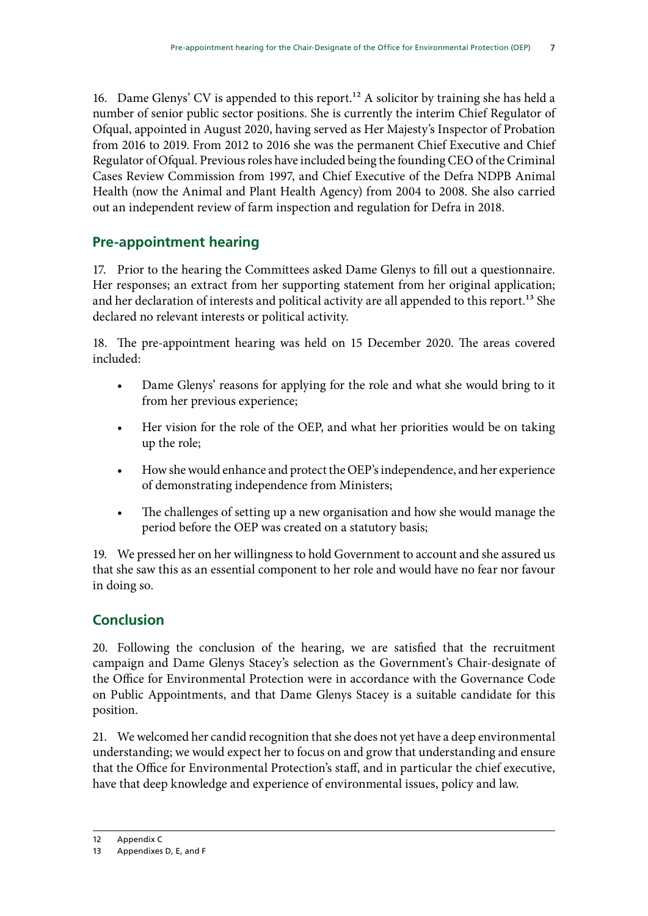16. Dame Glenys' CV is appended to this report.[12] A solicitor by training she has held a number of senior public sector positions. She is currently the interim Chief Regulator of Ofqual, appointed in August 2020, having served as Her Majesty's Inspector of Probation from 2016 to 2019. From 2012 to 2016 she was the permanent Chief Executive and Chief Regulator of Ofqual. Previous roles have included being the founding CEO of the Criminal Cases Review Commission from 1997, and Chief Executive of the Defra NDPB Animal Health (now the Animal and Plant Health Agency) from 2004 to 2008. She also carried out an independent review of farm inspection and regulation for Defra in 2018.

## Pre-appointment hearing

17. Prior to the hearing the Committees asked Dame Glenys to fill out a questionnaire. Her responses; an extract from her supporting statement from her original application; and her declaration of interests and political activity are all appended to this report.[13] She declared no relevant interests or political activity.

18. The pre-appointment hearing was held on 15 December 2020. The areas covered included:

- Dame Glenys' reasons for applying for the role and what she would bring to it from her previous experience;
- Her vision for the role of the OEP, and what her priorities would be on taking up the role;
- How she would enhance and protect the OEP's independence, and her experience of demonstrating independence from Ministers;
- The challenges of setting up a new organisation and how she would manage the period before the OEP was created on a statutory basis;

19. We pressed her on her willingness to hold Government to account and she assured us that she saw this as an essential component to her role and would have no fear nor favour in doing so.

## Conclusion

20. Following the conclusion of the hearing, we are satisfied that the recruitment campaign and Dame Glenys Stacey's selection as the Government's Chair-designate of the Office for Environmental Protection were in accordance with the Governance Code on Public Appointments, and that Dame Glenys Stacey is a suitable candidate for this position.

21. We welcomed her candid recognition that she does not yet have a deep environmental understanding; we would expect her to focus on and grow that understanding and ensure that the Office for Environmental Protection's staff, and in particular the chief executive, have that deep knowledge and experience of environmental issues, policy and law.

12 Appendix C

13 Appendixes D, E, and F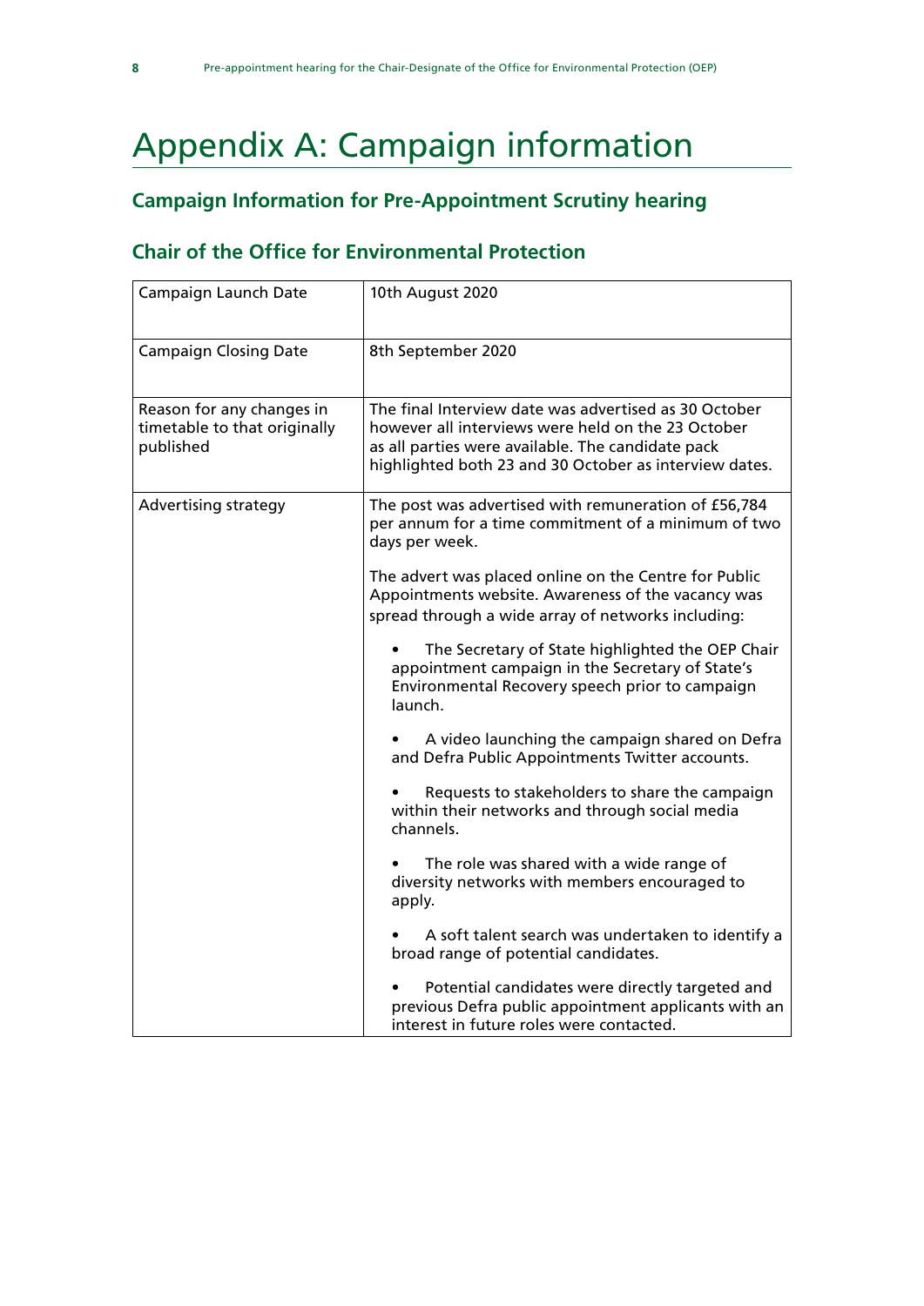# Appendix A: Campaign information

## Campaign Information for Pre-Appointment Scrutiny hearing

## Chair of the Office for Environmental Protection

| | |
|---|---|
| Campaign Launch Date | 10th August 2020 |
| Campaign Closing Date | 8th September 2020 |
| Reason for any changes in timetable to that originally published | The final Interview date was advertised as 30 October however all interviews were held on the 23 October as all parties were available. The candidate pack highlighted both 23 and 30 October as interview dates. |
| Advertising strategy | The post was advertised with remuneration of £56,784 per annum for a time commitment of a minimum of two days per week.<br><br>The advert was placed online on the Centre for Public Appointments website. Awareness of the vacancy was spread through a wide array of networks including:<br><br>• The Secretary of State highlighted the OEP Chair appointment campaign in the Secretary of State's Environmental Recovery speech prior to campaign launch.<br><br>• A video launching the campaign shared on Defra and Defra Public Appointments Twitter accounts.<br><br>• Requests to stakeholders to share the campaign within their networks and through social media channels.<br><br>• The role was shared with a wide range of diversity networks with members encouraged to apply.<br><br>• A soft talent search was undertaken to identify a broad range of potential candidates.<br><br>• Potential candidates were directly targeted and previous Defra public appointment applicants with an interest in future roles were contacted. |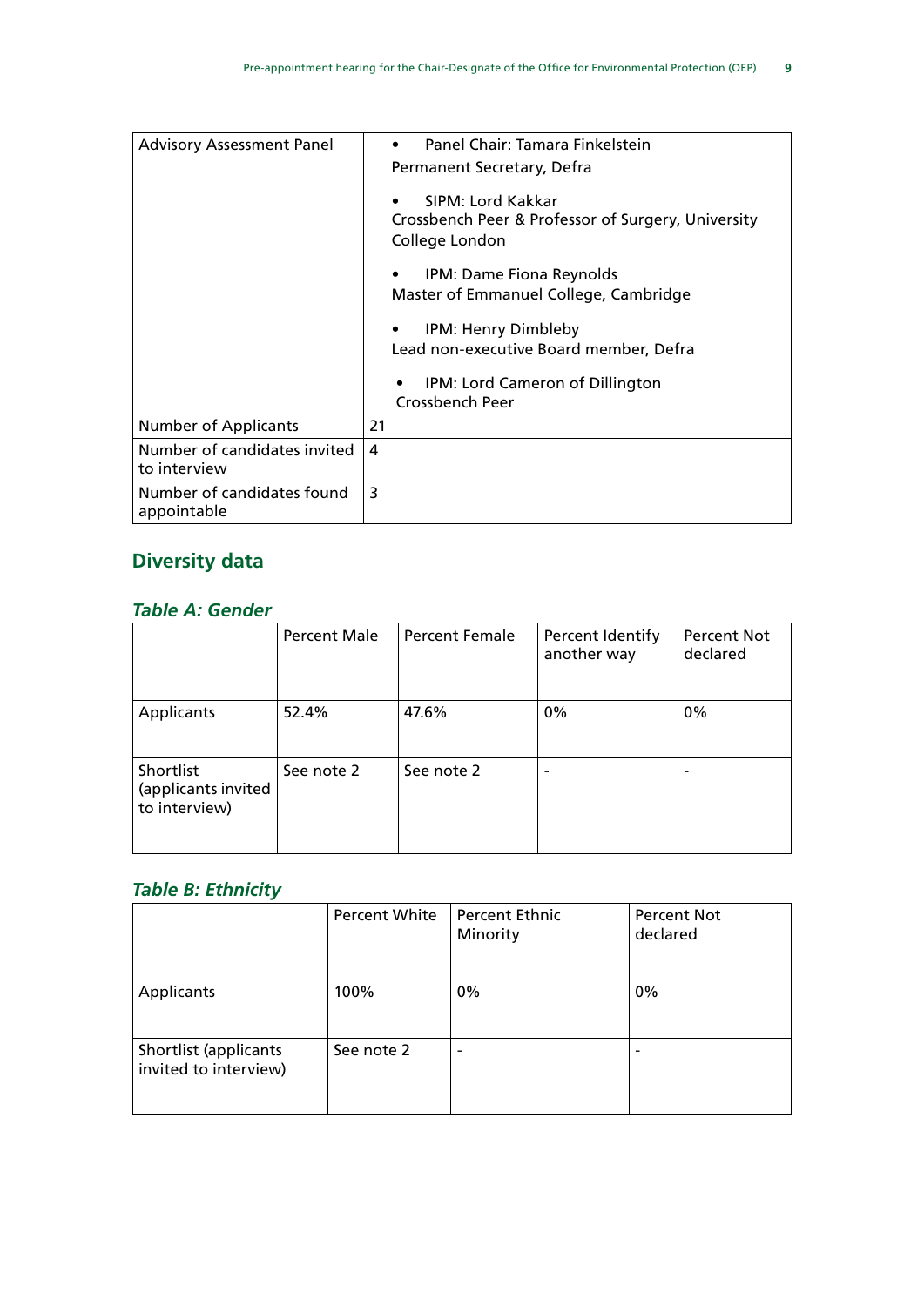| | |
|---|---|
| Advisory Assessment Panel | • Panel Chair: Tamara Finkelstein<br>Permanent Secretary, Defra<br><br>• SIPM: Lord Kakkar<br>Crossbench Peer & Professor of Surgery, University College London<br><br>• IPM: Dame Fiona Reynolds<br>Master of Emmanuel College, Cambridge<br><br>• IPM: Henry Dimbleby<br>Lead non-executive Board member, Defra<br><br>• IPM: Lord Cameron of Dillington<br>Crossbench Peer |
| Number of Applicants | 21 |
| Number of candidates invited to interview | 4 |
| Number of candidates found appointable | 3 |

## Diversity data

### *Table A: Gender*

| | Percent Male | Percent Female | Percent Identify another way | Percent Not declared |
|---|---|---|---|---|
| Applicants | 52.4% | 47.6% | 0% | 0% |
| Shortlist (applicants invited to interview) | See note 2 | See note 2 | - | - |

### *Table B: Ethnicity*

| | Percent White | Percent Ethnic Minority | Percent Not declared |
|---|---|---|---|
| Applicants | 100% | 0% | 0% |
| Shortlist (applicants invited to interview) | See note 2 | - | - |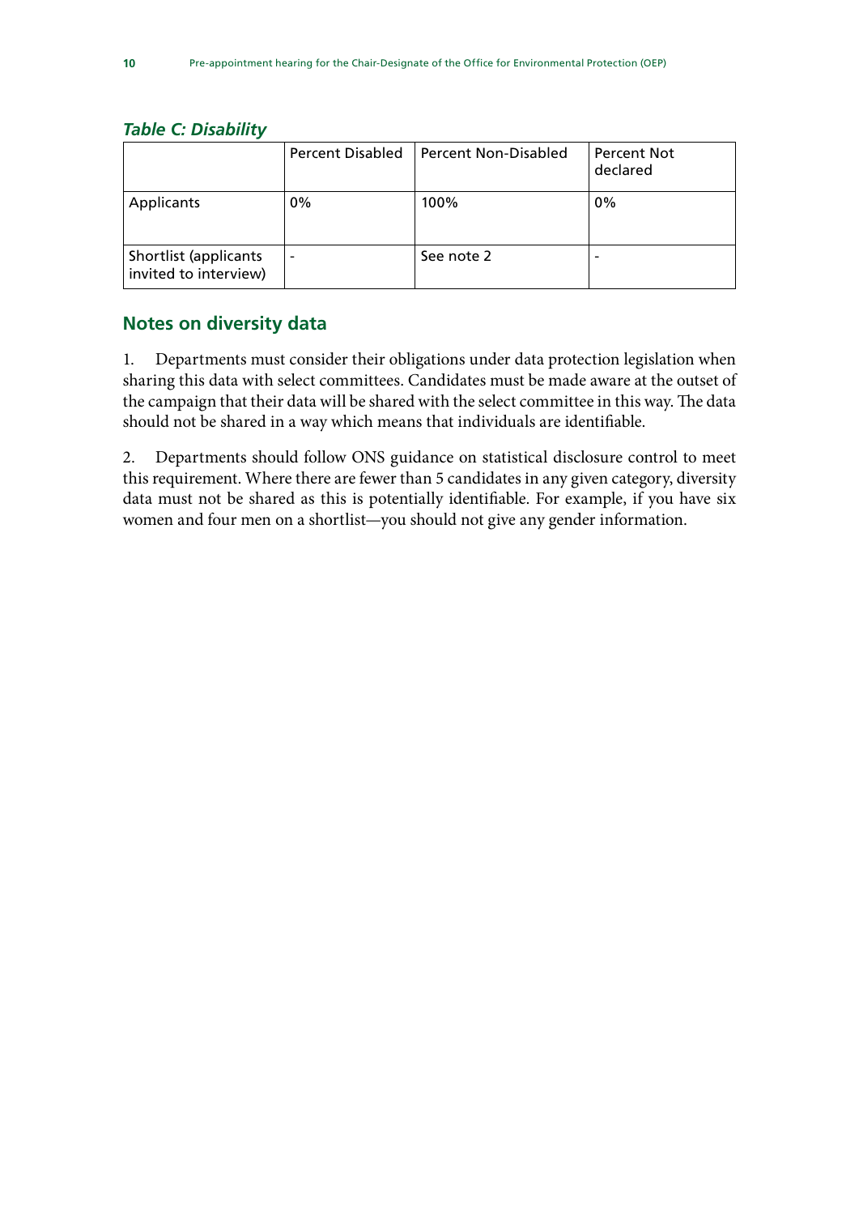*Table C: Disability*

| | Percent Disabled | Percent Non-Disabled | Percent Not declared |
|---|---|---|---|
| Applicants | 0% | 100% | 0% |
| Shortlist (applicants invited to interview) | - | See note 2 | - |

## Notes on diversity data

1. Departments must consider their obligations under data protection legislation when sharing this data with select committees. Candidates must be made aware at the outset of the campaign that their data will be shared with the select committee in this way. The data should not be shared in a way which means that individuals are identifiable.

2. Departments should follow ONS guidance on statistical disclosure control to meet this requirement. Where there are fewer than 5 candidates in any given category, diversity data must not be shared as this is potentially identifiable. For example, if you have six women and four men on a shortlist—you should not give any gender information.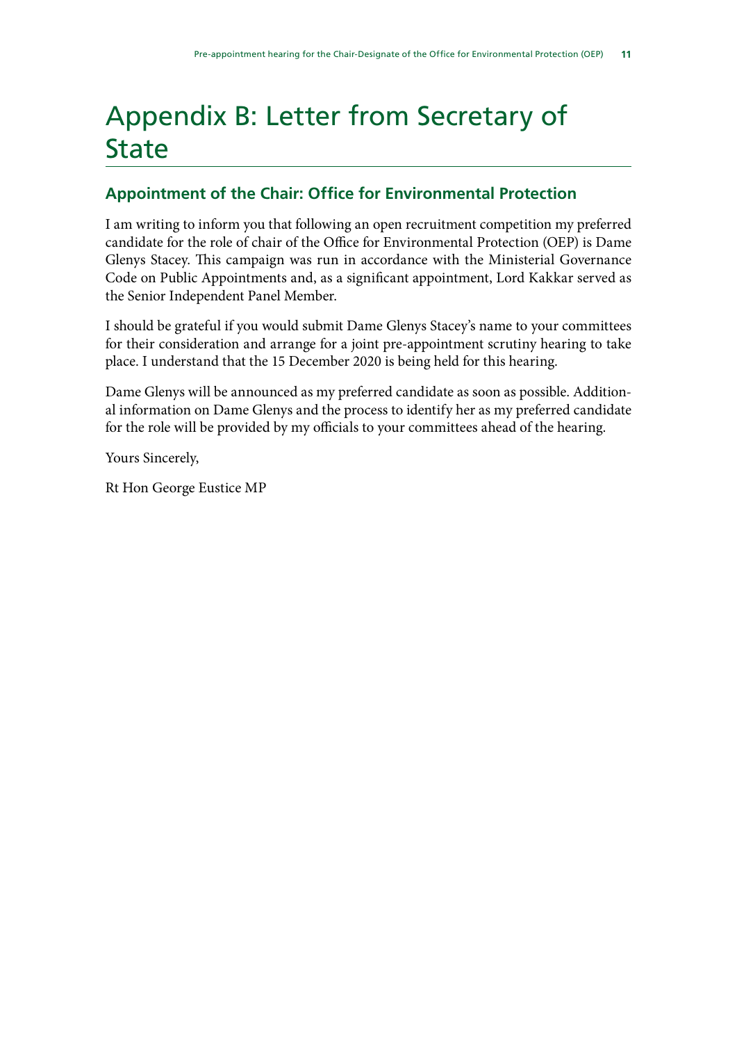# Appendix B: Letter from Secretary of State

## Appointment of the Chair: Office for Environmental Protection

I am writing to inform you that following an open recruitment competition my preferred candidate for the role of chair of the Office for Environmental Protection (OEP) is Dame Glenys Stacey. This campaign was run in accordance with the Ministerial Governance Code on Public Appointments and, as a significant appointment, Lord Kakkar served as the Senior Independent Panel Member.

I should be grateful if you would submit Dame Glenys Stacey's name to your committees for their consideration and arrange for a joint pre-appointment scrutiny hearing to take place. I understand that the 15 December 2020 is being held for this hearing.

Dame Glenys will be announced as my preferred candidate as soon as possible. Additional information on Dame Glenys and the process to identify her as my preferred candidate for the role will be provided by my officials to your committees ahead of the hearing.

Yours Sincerely,

Rt Hon George Eustice MP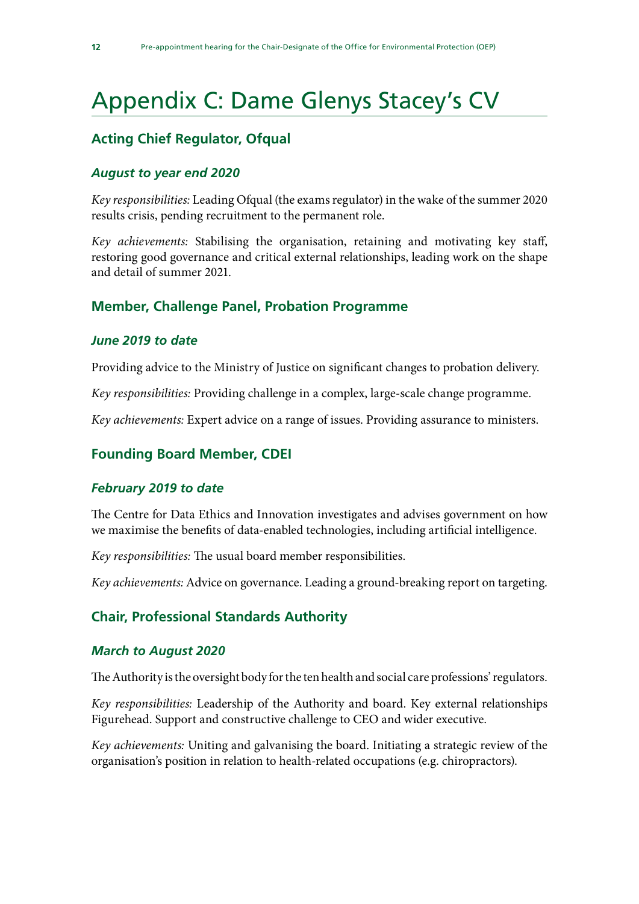# Appendix C: Dame Glenys Stacey's CV

## Acting Chief Regulator, Ofqual

### *August to year end 2020*

*Key responsibilities:* Leading Ofqual (the exams regulator) in the wake of the summer 2020 results crisis, pending recruitment to the permanent role.

*Key achievements:* Stabilising the organisation, retaining and motivating key staff, restoring good governance and critical external relationships, leading work on the shape and detail of summer 2021.

## Member, Challenge Panel, Probation Programme

### *June 2019 to date*

Providing advice to the Ministry of Justice on significant changes to probation delivery.

*Key responsibilities:* Providing challenge in a complex, large-scale change programme.

*Key achievements:* Expert advice on a range of issues. Providing assurance to ministers.

## Founding Board Member, CDEI

### *February 2019 to date*

The Centre for Data Ethics and Innovation investigates and advises government on how we maximise the benefits of data-enabled technologies, including artificial intelligence.

*Key responsibilities:* The usual board member responsibilities.

*Key achievements:* Advice on governance. Leading a ground-breaking report on targeting.

## Chair, Professional Standards Authority

### *March to August 2020*

The Authority is the oversight body for the ten health and social care professions' regulators.

*Key responsibilities:* Leadership of the Authority and board. Key external relationships Figurehead. Support and constructive challenge to CEO and wider executive.

*Key achievements:* Uniting and galvanising the board. Initiating a strategic review of the organisation's position in relation to health-related occupations (e.g. chiropractors).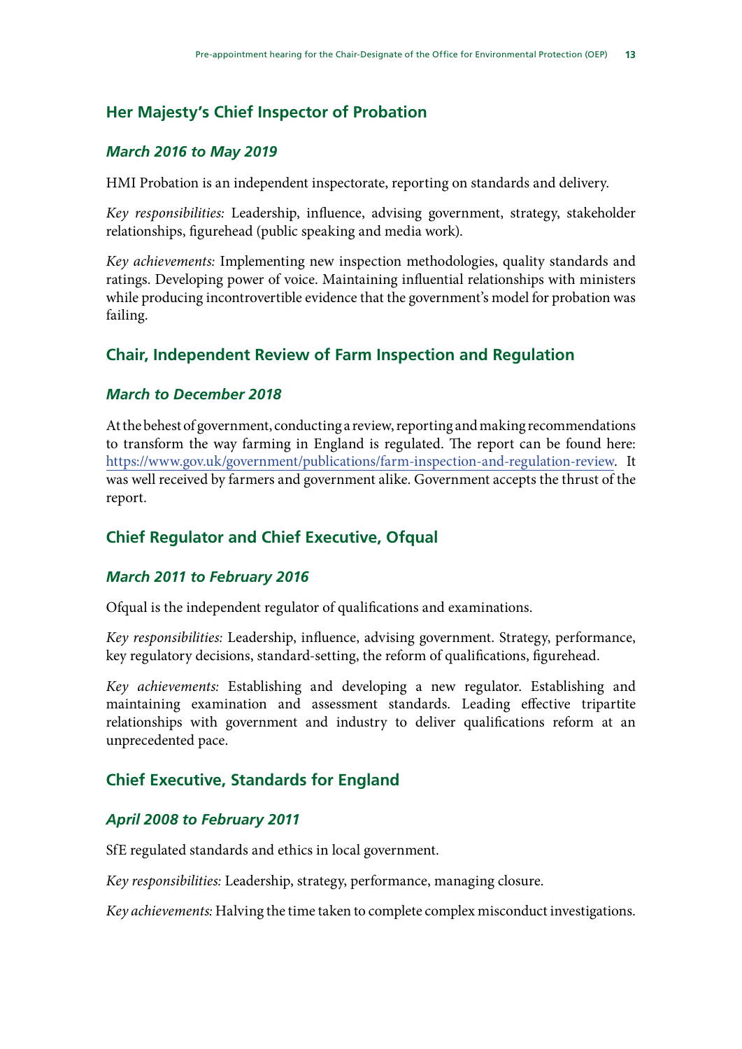## Her Majesty's Chief Inspector of Probation

### *March 2016 to May 2019*

HMI Probation is an independent inspectorate, reporting on standards and delivery.

*Key responsibilities:* Leadership, influence, advising government, strategy, stakeholder relationships, figurehead (public speaking and media work).

*Key achievements:* Implementing new inspection methodologies, quality standards and ratings. Developing power of voice. Maintaining influential relationships with ministers while producing incontrovertible evidence that the government's model for probation was failing.

## Chair, Independent Review of Farm Inspection and Regulation

### *March to December 2018*

At the behest of government, conducting a review, reporting and making recommendations to transform the way farming in England is regulated. The report can be found here: https://www.gov.uk/government/publications/farm-inspection-and-regulation-review. It was well received by farmers and government alike. Government accepts the thrust of the report.

## Chief Regulator and Chief Executive, Ofqual

### *March 2011 to February 2016*

Ofqual is the independent regulator of qualifications and examinations.

*Key responsibilities:* Leadership, influence, advising government. Strategy, performance, key regulatory decisions, standard-setting, the reform of qualifications, figurehead.

*Key achievements:* Establishing and developing a new regulator. Establishing and maintaining examination and assessment standards. Leading effective tripartite relationships with government and industry to deliver qualifications reform at an unprecedented pace.

## Chief Executive, Standards for England

### *April 2008 to February 2011*

SfE regulated standards and ethics in local government.

*Key responsibilities:* Leadership, strategy, performance, managing closure.

*Key achievements:* Halving the time taken to complete complex misconduct investigations.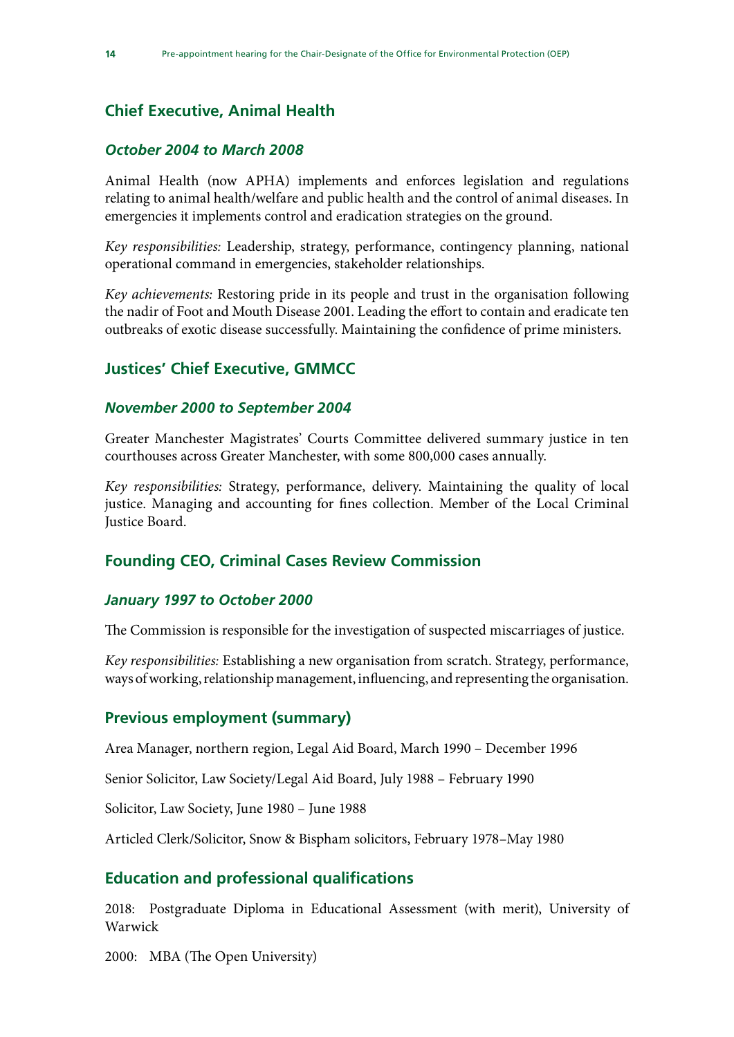## Chief Executive, Animal Health

### *October 2004 to March 2008*

Animal Health (now APHA) implements and enforces legislation and regulations relating to animal health/welfare and public health and the control of animal diseases. In emergencies it implements control and eradication strategies on the ground.

*Key responsibilities:* Leadership, strategy, performance, contingency planning, national operational command in emergencies, stakeholder relationships.

*Key achievements:* Restoring pride in its people and trust in the organisation following the nadir of Foot and Mouth Disease 2001. Leading the effort to contain and eradicate ten outbreaks of exotic disease successfully. Maintaining the confidence of prime ministers.

## Justices' Chief Executive, GMMCC

### *November 2000 to September 2004*

Greater Manchester Magistrates' Courts Committee delivered summary justice in ten courthouses across Greater Manchester, with some 800,000 cases annually.

*Key responsibilities:* Strategy, performance, delivery. Maintaining the quality of local justice. Managing and accounting for fines collection. Member of the Local Criminal Justice Board.

## Founding CEO, Criminal Cases Review Commission

### *January 1997 to October 2000*

The Commission is responsible for the investigation of suspected miscarriages of justice.

*Key responsibilities:* Establishing a new organisation from scratch. Strategy, performance, ways of working, relationship management, influencing, and representing the organisation.

## Previous employment (summary)

Area Manager, northern region, Legal Aid Board, March 1990 – December 1996

Senior Solicitor, Law Society/Legal Aid Board, July 1988 – February 1990

Solicitor, Law Society, June 1980 – June 1988

Articled Clerk/Solicitor, Snow & Bispham solicitors, February 1978–May 1980

## Education and professional qualifications

2018: Postgraduate Diploma in Educational Assessment (with merit), University of Warwick

2000: MBA (The Open University)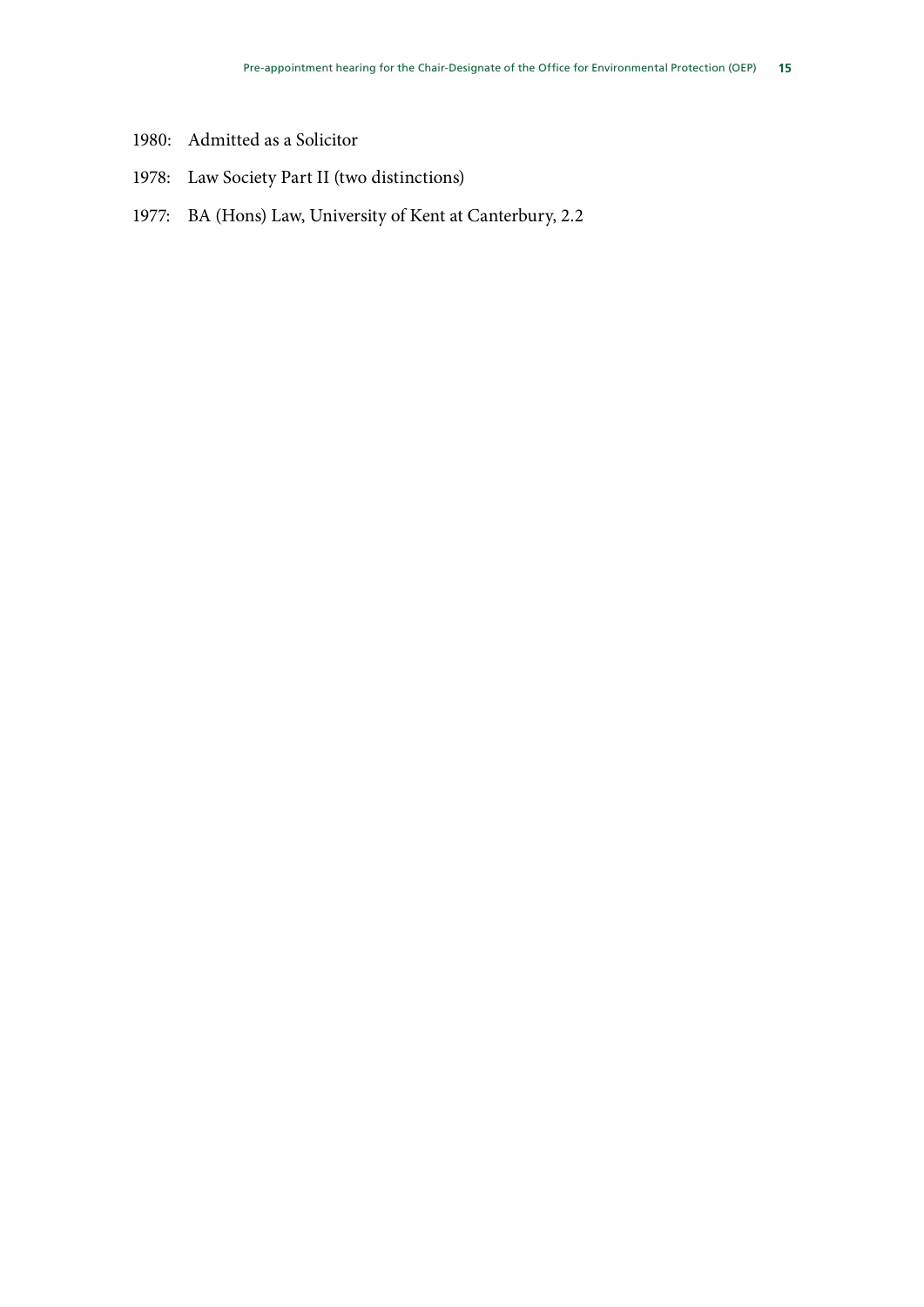1980: Admitted as a Solicitor

1978: Law Society Part II (two distinctions)

1977: BA (Hons) Law, University of Kent at Canterbury, 2.2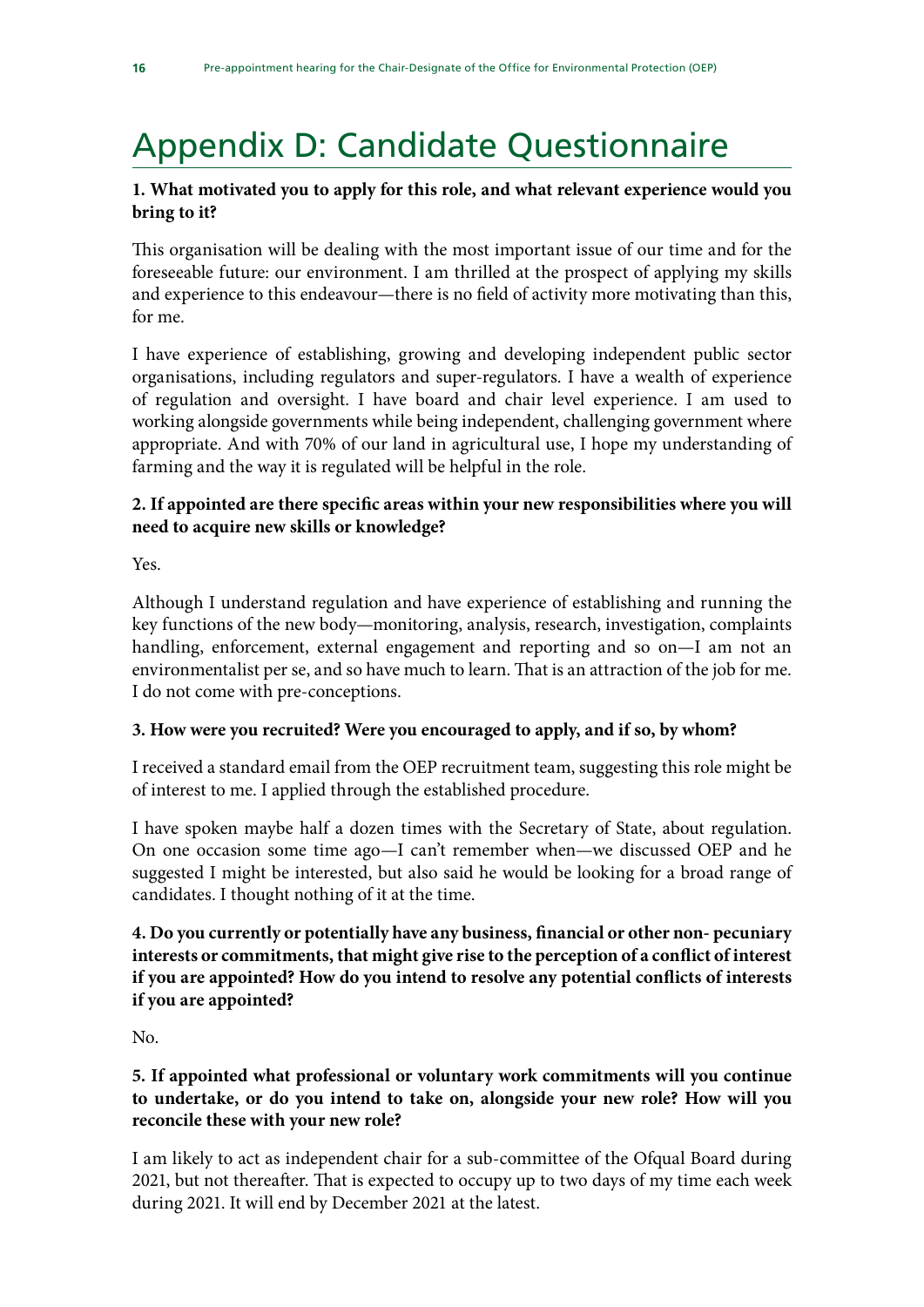# Appendix D: Candidate Questionnaire

**1. What motivated you to apply for this role, and what relevant experience would you bring to it?**

This organisation will be dealing with the most important issue of our time and for the foreseeable future: our environment. I am thrilled at the prospect of applying my skills and experience to this endeavour—there is no field of activity more motivating than this, for me.

I have experience of establishing, growing and developing independent public sector organisations, including regulators and super-regulators. I have a wealth of experience of regulation and oversight. I have board and chair level experience. I am used to working alongside governments while being independent, challenging government where appropriate. And with 70% of our land in agricultural use, I hope my understanding of farming and the way it is regulated will be helpful in the role.

**2. If appointed are there specific areas within your new responsibilities where you will need to acquire new skills or knowledge?**

Yes.

Although I understand regulation and have experience of establishing and running the key functions of the new body—monitoring, analysis, research, investigation, complaints handling, enforcement, external engagement and reporting and so on—I am not an environmentalist per se, and so have much to learn. That is an attraction of the job for me. I do not come with pre-conceptions.

**3. How were you recruited? Were you encouraged to apply, and if so, by whom?**

I received a standard email from the OEP recruitment team, suggesting this role might be of interest to me. I applied through the established procedure.

I have spoken maybe half a dozen times with the Secretary of State, about regulation. On one occasion some time ago—I can't remember when—we discussed OEP and he suggested I might be interested, but also said he would be looking for a broad range of candidates. I thought nothing of it at the time.

**4. Do you currently or potentially have any business, financial or other non- pecuniary interests or commitments, that might give rise to the perception of a conflict of interest if you are appointed? How do you intend to resolve any potential conflicts of interests if you are appointed?**

No.

**5. If appointed what professional or voluntary work commitments will you continue to undertake, or do you intend to take on, alongside your new role? How will you reconcile these with your new role?**

I am likely to act as independent chair for a sub-committee of the Ofqual Board during 2021, but not thereafter. That is expected to occupy up to two days of my time each week during 2021. It will end by December 2021 at the latest.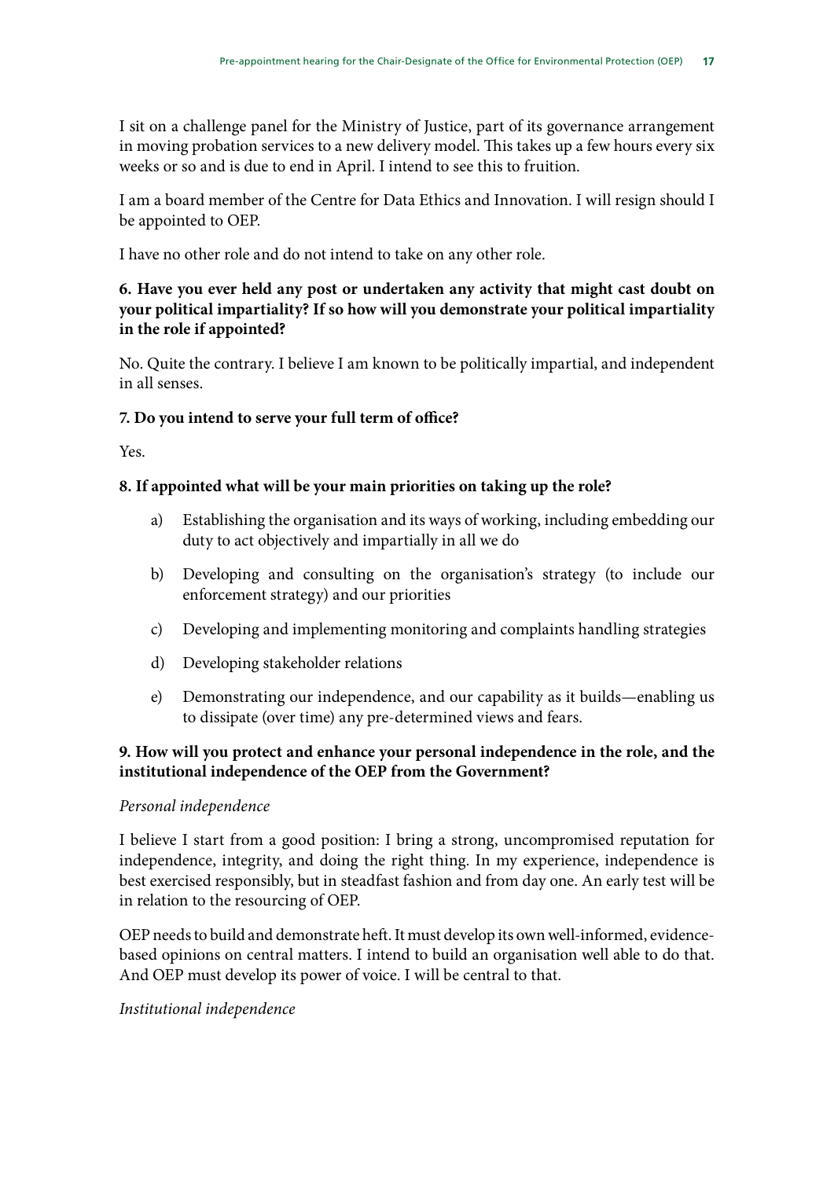I sit on a challenge panel for the Ministry of Justice, part of its governance arrangement in moving probation services to a new delivery model. This takes up a few hours every six weeks or so and is due to end in April. I intend to see this to fruition.

I am a board member of the Centre for Data Ethics and Innovation. I will resign should I be appointed to OEP.

I have no other role and do not intend to take on any other role.

**6. Have you ever held any post or undertaken any activity that might cast doubt on your political impartiality? If so how will you demonstrate your political impartiality in the role if appointed?**

No. Quite the contrary. I believe I am known to be politically impartial, and independent in all senses.

**7. Do you intend to serve your full term of office?**

Yes.

**8. If appointed what will be your main priorities on taking up the role?**

a) Establishing the organisation and its ways of working, including embedding our duty to act objectively and impartially in all we do

b) Developing and consulting on the organisation's strategy (to include our enforcement strategy) and our priorities

c) Developing and implementing monitoring and complaints handling strategies

d) Developing stakeholder relations

e) Demonstrating our independence, and our capability as it builds—enabling us to dissipate (over time) any pre-determined views and fears.

**9. How will you protect and enhance your personal independence in the role, and the institutional independence of the OEP from the Government?**

*Personal independence*

I believe I start from a good position: I bring a strong, uncompromised reputation for independence, integrity, and doing the right thing. In my experience, independence is best exercised responsibly, but in steadfast fashion and from day one. An early test will be in relation to the resourcing of OEP.

OEP needs to build and demonstrate heft. It must develop its own well-informed, evidence-based opinions on central matters. I intend to build an organisation well able to do that. And OEP must develop its power of voice. I will be central to that.

*Institutional independence*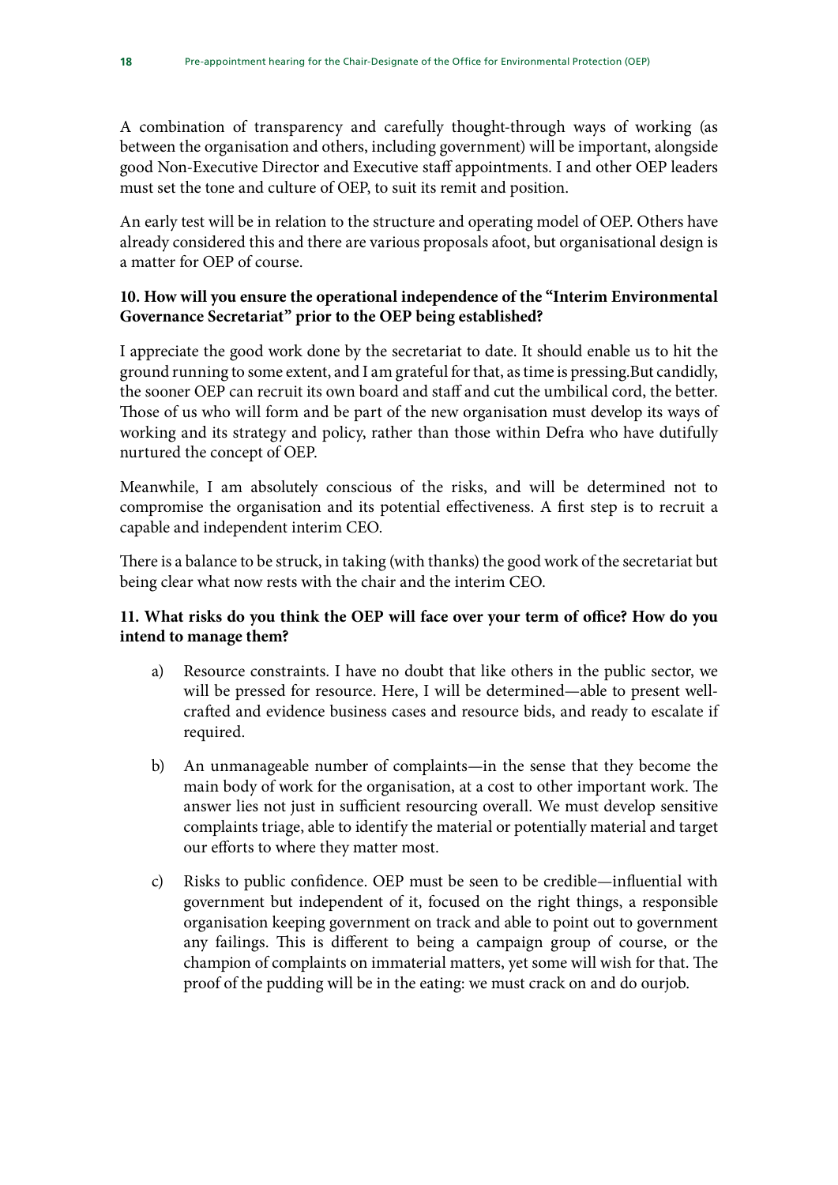A combination of transparency and carefully thought-through ways of working (as between the organisation and others, including government) will be important, alongside good Non-Executive Director and Executive staff appointments. I and other OEP leaders must set the tone and culture of OEP, to suit its remit and position.

An early test will be in relation to the structure and operating model of OEP. Others have already considered this and there are various proposals afoot, but organisational design is a matter for OEP of course.

**10. How will you ensure the operational independence of the "Interim Environmental Governance Secretariat" prior to the OEP being established?**

I appreciate the good work done by the secretariat to date. It should enable us to hit the ground running to some extent, and I am grateful for that, as time is pressing.But candidly, the sooner OEP can recruit its own board and staff and cut the umbilical cord, the better. Those of us who will form and be part of the new organisation must develop its ways of working and its strategy and policy, rather than those within Defra who have dutifully nurtured the concept of OEP.

Meanwhile, I am absolutely conscious of the risks, and will be determined not to compromise the organisation and its potential effectiveness. A first step is to recruit a capable and independent interim CEO.

There is a balance to be struck, in taking (with thanks) the good work of the secretariat but being clear what now rests with the chair and the interim CEO.

**11. What risks do you think the OEP will face over your term of office? How do you intend to manage them?**

a) Resource constraints. I have no doubt that like others in the public sector, we will be pressed for resource. Here, I will be determined—able to present well-crafted and evidence business cases and resource bids, and ready to escalate if required.

b) An unmanageable number of complaints—in the sense that they become the main body of work for the organisation, at a cost to other important work. The answer lies not just in sufficient resourcing overall. We must develop sensitive complaints triage, able to identify the material or potentially material and target our efforts to where they matter most.

c) Risks to public confidence. OEP must be seen to be credible—influential with government but independent of it, focused on the right things, a responsible organisation keeping government on track and able to point out to government any failings. This is different to being a campaign group of course, or the champion of complaints on immaterial matters, yet some will wish for that. The proof of the pudding will be in the eating: we must crack on and do ourjob.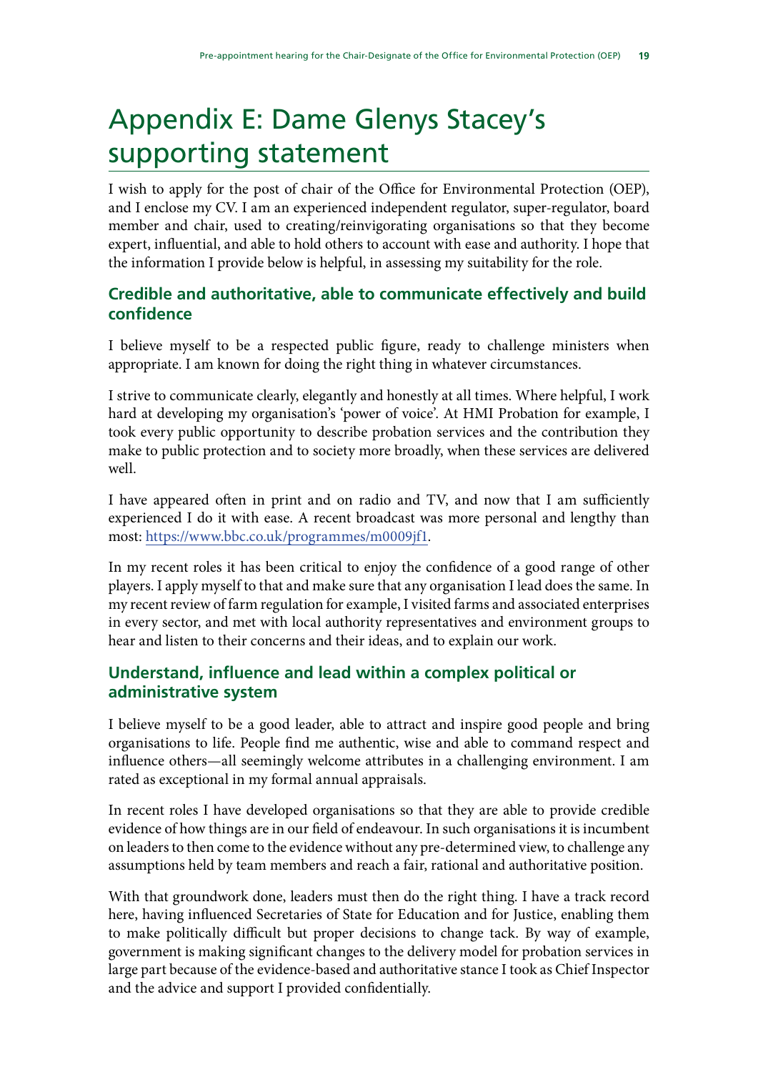# Appendix E: Dame Glenys Stacey's supporting statement

I wish to apply for the post of chair of the Office for Environmental Protection (OEP), and I enclose my CV. I am an experienced independent regulator, super-regulator, board member and chair, used to creating/reinvigorating organisations so that they become expert, influential, and able to hold others to account with ease and authority. I hope that the information I provide below is helpful, in assessing my suitability for the role.

## Credible and authoritative, able to communicate effectively and build confidence

I believe myself to be a respected public figure, ready to challenge ministers when appropriate. I am known for doing the right thing in whatever circumstances.

I strive to communicate clearly, elegantly and honestly at all times. Where helpful, I work hard at developing my organisation's 'power of voice'. At HMI Probation for example, I took every public opportunity to describe probation services and the contribution they make to public protection and to society more broadly, when these services are delivered well.

I have appeared often in print and on radio and TV, and now that I am sufficiently experienced I do it with ease. A recent broadcast was more personal and lengthy than most: https://www.bbc.co.uk/programmes/m0009jf1.

In my recent roles it has been critical to enjoy the confidence of a good range of other players. I apply myself to that and make sure that any organisation I lead does the same. In my recent review of farm regulation for example, I visited farms and associated enterprises in every sector, and met with local authority representatives and environment groups to hear and listen to their concerns and their ideas, and to explain our work.

## Understand, influence and lead within a complex political or administrative system

I believe myself to be a good leader, able to attract and inspire good people and bring organisations to life. People find me authentic, wise and able to command respect and influence others—all seemingly welcome attributes in a challenging environment. I am rated as exceptional in my formal annual appraisals.

In recent roles I have developed organisations so that they are able to provide credible evidence of how things are in our field of endeavour. In such organisations it is incumbent on leaders to then come to the evidence without any pre-determined view, to challenge any assumptions held by team members and reach a fair, rational and authoritative position.

With that groundwork done, leaders must then do the right thing. I have a track record here, having influenced Secretaries of State for Education and for Justice, enabling them to make politically difficult but proper decisions to change tack. By way of example, government is making significant changes to the delivery model for probation services in large part because of the evidence-based and authoritative stance I took as Chief Inspector and the advice and support I provided confidentially.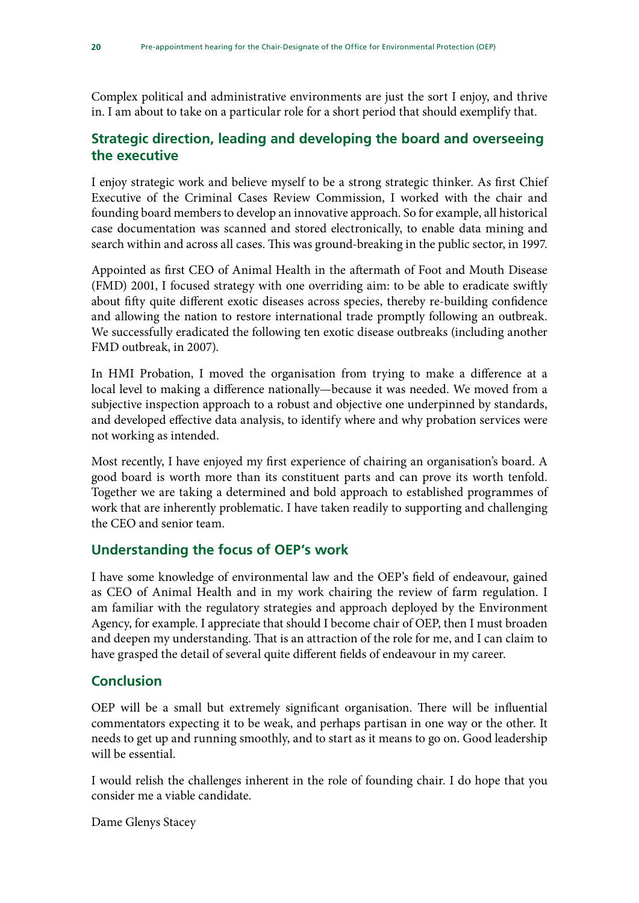Complex political and administrative environments are just the sort I enjoy, and thrive in. I am about to take on a particular role for a short period that should exemplify that.

### Strategic direction, leading and developing the board and overseeing the executive

I enjoy strategic work and believe myself to be a strong strategic thinker. As first Chief Executive of the Criminal Cases Review Commission, I worked with the chair and founding board members to develop an innovative approach. So for example, all historical case documentation was scanned and stored electronically, to enable data mining and search within and across all cases. This was ground-breaking in the public sector, in 1997.

Appointed as first CEO of Animal Health in the aftermath of Foot and Mouth Disease (FMD) 2001, I focused strategy with one overriding aim: to be able to eradicate swiftly about fifty quite different exotic diseases across species, thereby re-building confidence and allowing the nation to restore international trade promptly following an outbreak. We successfully eradicated the following ten exotic disease outbreaks (including another FMD outbreak, in 2007).

In HMI Probation, I moved the organisation from trying to make a difference at a local level to making a difference nationally—because it was needed. We moved from a subjective inspection approach to a robust and objective one underpinned by standards, and developed effective data analysis, to identify where and why probation services were not working as intended.

Most recently, I have enjoyed my first experience of chairing an organisation's board. A good board is worth more than its constituent parts and can prove its worth tenfold. Together we are taking a determined and bold approach to established programmes of work that are inherently problematic. I have taken readily to supporting and challenging the CEO and senior team.

### Understanding the focus of OEP's work

I have some knowledge of environmental law and the OEP's field of endeavour, gained as CEO of Animal Health and in my work chairing the review of farm regulation. I am familiar with the regulatory strategies and approach deployed by the Environment Agency, for example. I appreciate that should I become chair of OEP, then I must broaden and deepen my understanding. That is an attraction of the role for me, and I can claim to have grasped the detail of several quite different fields of endeavour in my career.

### Conclusion

OEP will be a small but extremely significant organisation. There will be influential commentators expecting it to be weak, and perhaps partisan in one way or the other. It needs to get up and running smoothly, and to start as it means to go on. Good leadership will be essential.

I would relish the challenges inherent in the role of founding chair. I do hope that you consider me a viable candidate.

Dame Glenys Stacey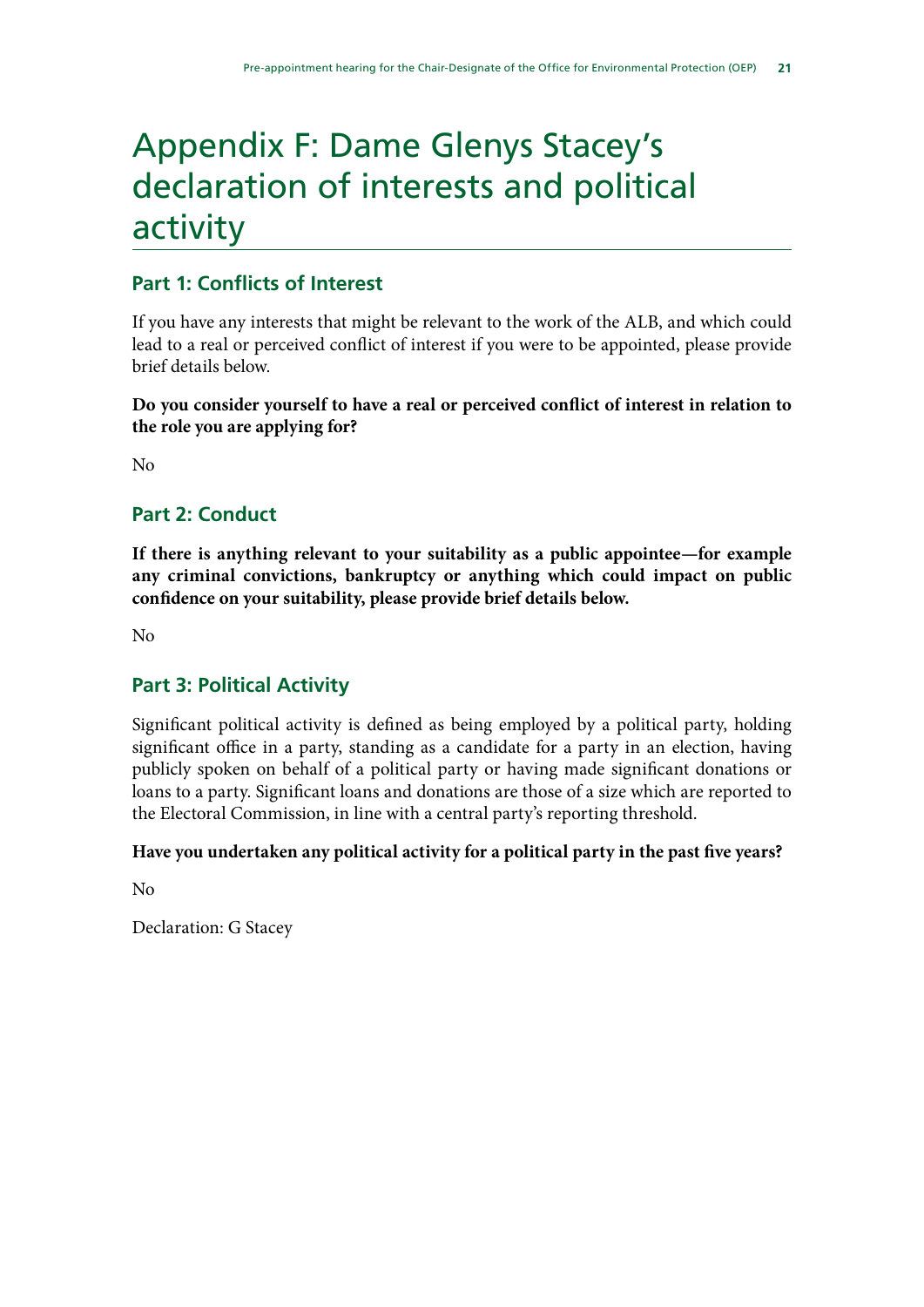# Appendix F: Dame Glenys Stacey's declaration of interests and political activity

## Part 1: Conflicts of Interest

If you have any interests that might be relevant to the work of the ALB, and which could lead to a real or perceived conflict of interest if you were to be appointed, please provide brief details below.

**Do you consider yourself to have a real or perceived conflict of interest in relation to the role you are applying for?**

No

## Part 2: Conduct

**If there is anything relevant to your suitability as a public appointee—for example any criminal convictions, bankruptcy or anything which could impact on public confidence on your suitability, please provide brief details below.**

No

## Part 3: Political Activity

Significant political activity is defined as being employed by a political party, holding significant office in a party, standing as a candidate for a party in an election, having publicly spoken on behalf of a political party or having made significant donations or loans to a party. Significant loans and donations are those of a size which are reported to the Electoral Commission, in line with a central party's reporting threshold.

**Have you undertaken any political activity for a political party in the past five years?**

No

Declaration: G Stacey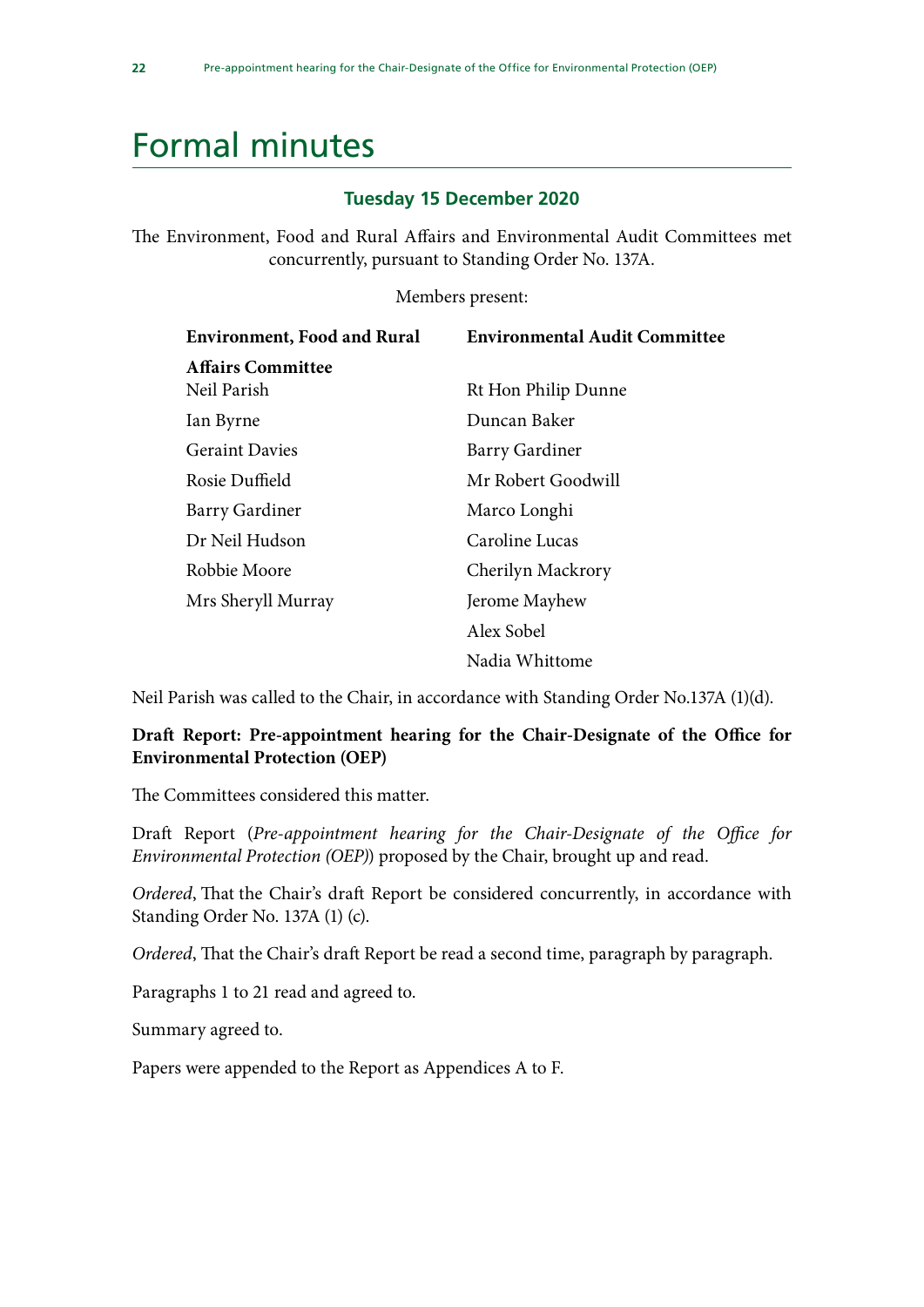# Formal minutes

### Tuesday 15 December 2020

The Environment, Food and Rural Affairs and Environmental Audit Committees met concurrently, pursuant to Standing Order No. 137A.

Members present:

| **Environment, Food and Rural Affairs Committee** | **Environmental Audit Committee** |
| --- | --- |
| Neil Parish | Rt Hon Philip Dunne |
| Ian Byrne | Duncan Baker |
| Geraint Davies | Barry Gardiner |
| Rosie Duffield | Mr Robert Goodwill |
| Barry Gardiner | Marco Longhi |
| Dr Neil Hudson | Caroline Lucas |
| Robbie Moore | Cherilyn Mackrory |
| Mrs Sheryll Murray | Jerome Mayhew |
| | Alex Sobel |
| | Nadia Whittome |

Neil Parish was called to the Chair, in accordance with Standing Order No.137A (1)(d).

**Draft Report: Pre-appointment hearing for the Chair-Designate of the Office for Environmental Protection (OEP)**

The Committees considered this matter.

Draft Report (*Pre-appointment hearing for the Chair-Designate of the Office for Environmental Protection (OEP)*) proposed by the Chair, brought up and read.

*Ordered*, That the Chair's draft Report be considered concurrently, in accordance with Standing Order No. 137A (1) (c).

*Ordered*, That the Chair's draft Report be read a second time, paragraph by paragraph.

Paragraphs 1 to 21 read and agreed to.

Summary agreed to.

Papers were appended to the Report as Appendices A to F.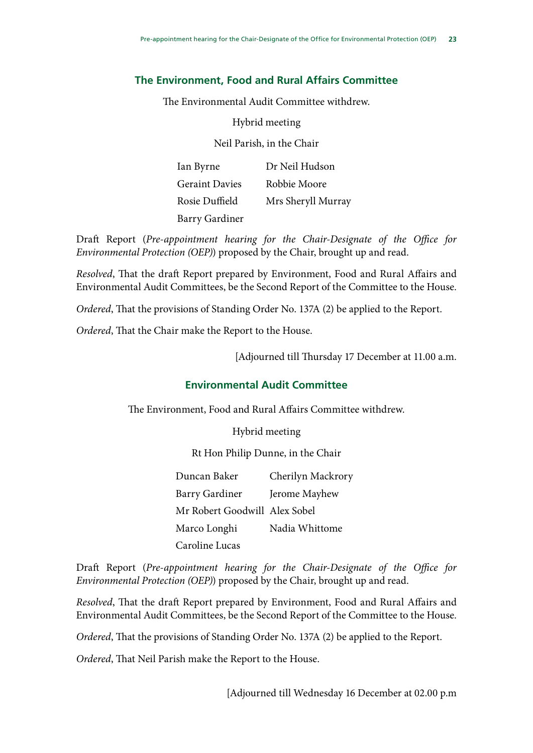## The Environment, Food and Rural Affairs Committee

The Environmental Audit Committee withdrew.

Hybrid meeting

Neil Parish, in the Chair

| | |
|---|---|
| Ian Byrne | Dr Neil Hudson |
| Geraint Davies | Robbie Moore |
| Rosie Duffield | Mrs Sheryll Murray |
| Barry Gardiner | |

Draft Report (*Pre-appointment hearing for the Chair-Designate of the Office for Environmental Protection (OEP)*) proposed by the Chair, brought up and read.

*Resolved*, That the draft Report prepared by Environment, Food and Rural Affairs and Environmental Audit Committees, be the Second Report of the Committee to the House.

*Ordered*, That the provisions of Standing Order No. 137A (2) be applied to the Report.

*Ordered*, That the Chair make the Report to the House.

[Adjourned till Thursday 17 December at 11.00 a.m.

## Environmental Audit Committee

The Environment, Food and Rural Affairs Committee withdrew.

Hybrid meeting

Rt Hon Philip Dunne, in the Chair

| | |
|---|---|
| Duncan Baker | Cherilyn Mackrory |
| Barry Gardiner | Jerome Mayhew |
| Mr Robert Goodwill | Alex Sobel |
| Marco Longhi | Nadia Whittome |
| Caroline Lucas | |

Draft Report (*Pre-appointment hearing for the Chair-Designate of the Office for Environmental Protection (OEP)*) proposed by the Chair, brought up and read.

*Resolved*, That the draft Report prepared by Environment, Food and Rural Affairs and Environmental Audit Committees, be the Second Report of the Committee to the House.

*Ordered*, That the provisions of Standing Order No. 137A (2) be applied to the Report.

*Ordered*, That Neil Parish make the Report to the House.

[Adjourned till Wednesday 16 December at 02.00 p.m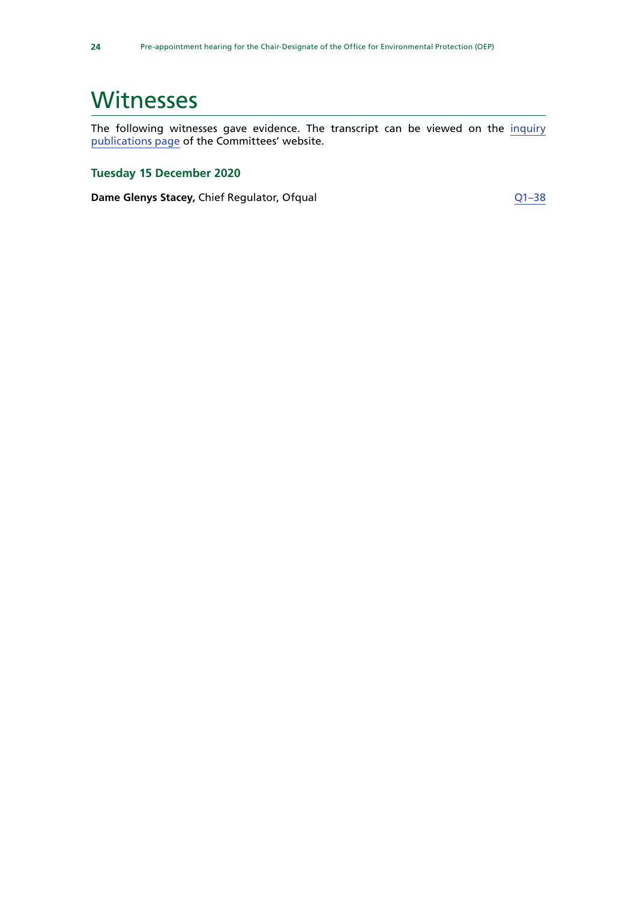# Witnesses

The following witnesses gave evidence. The transcript can be viewed on the inquiry publications page of the Committees' website.

### Tuesday 15 December 2020

**Dame Glenys Stacey,** Chief Regulator, Ofqual — Q1–38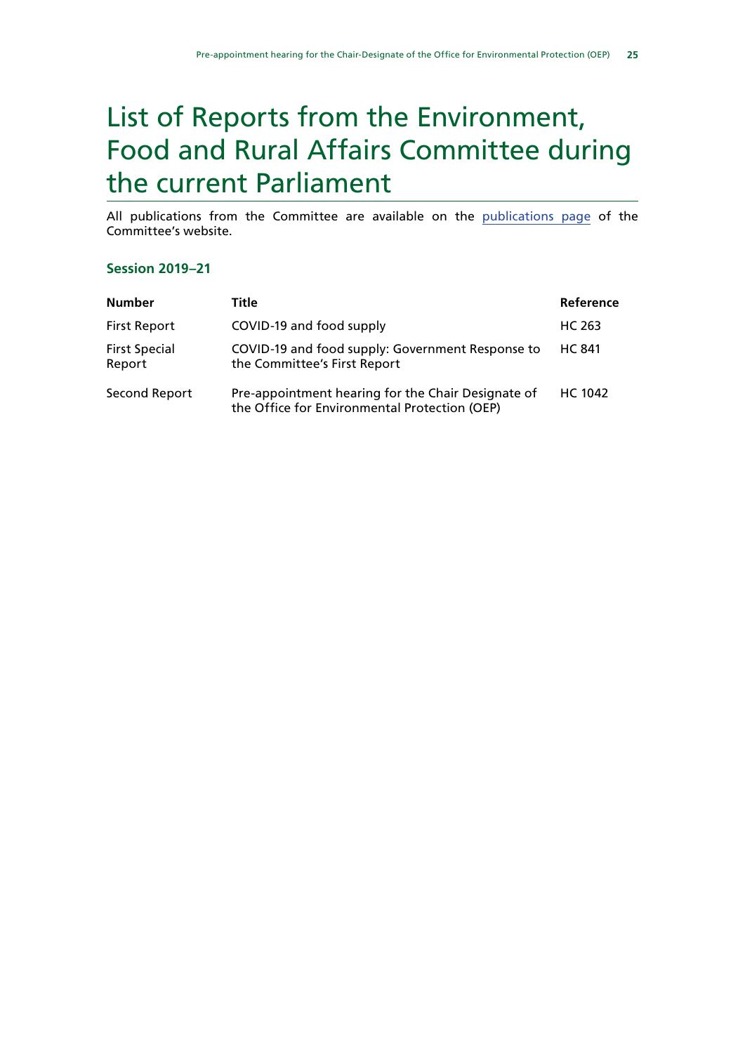# List of Reports from the Environment, Food and Rural Affairs Committee during the current Parliament

All publications from the Committee are available on the publications page of the Committee's website.

### Session 2019–21

| Number | Title | Reference |
|---|---|---|
| First Report | COVID-19 and food supply | HC 263 |
| First Special Report | COVID-19 and food supply: Government Response to the Committee's First Report | HC 841 |
| Second Report | Pre-appointment hearing for the Chair Designate of the Office for Environmental Protection (OEP) | HC 1042 |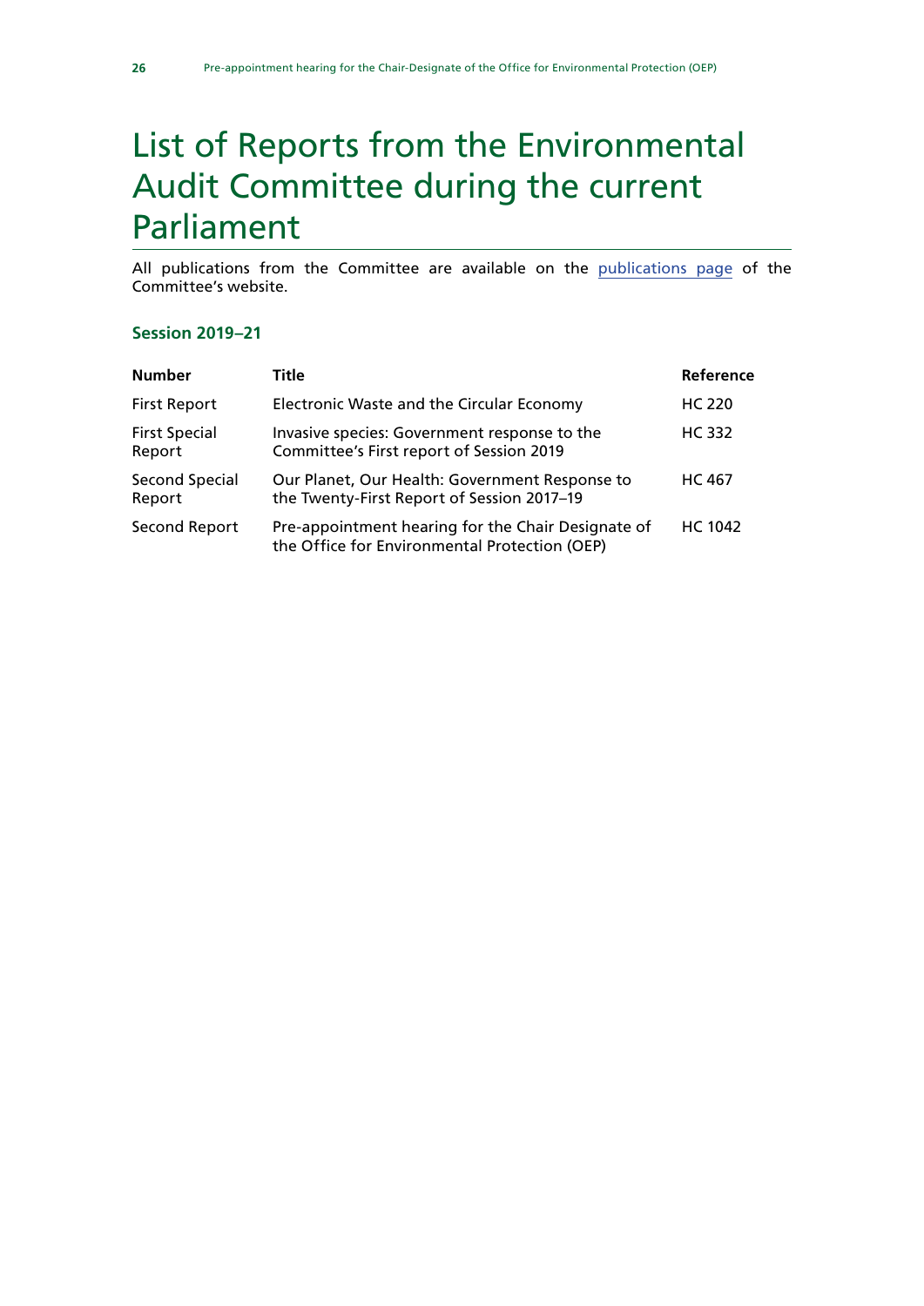# List of Reports from the Environmental Audit Committee during the current Parliament

All publications from the Committee are available on the publications page of the Committee's website.

### Session 2019–21

| Number | Title | Reference |
|---|---|---|
| First Report | Electronic Waste and the Circular Economy | HC 220 |
| First Special Report | Invasive species: Government response to the Committee's First report of Session 2019 | HC 332 |
| Second Special Report | Our Planet, Our Health: Government Response to the Twenty-First Report of Session 2017–19 | HC 467 |
| Second Report | Pre-appointment hearing for the Chair Designate of the Office for Environmental Protection (OEP) | HC 1042 |